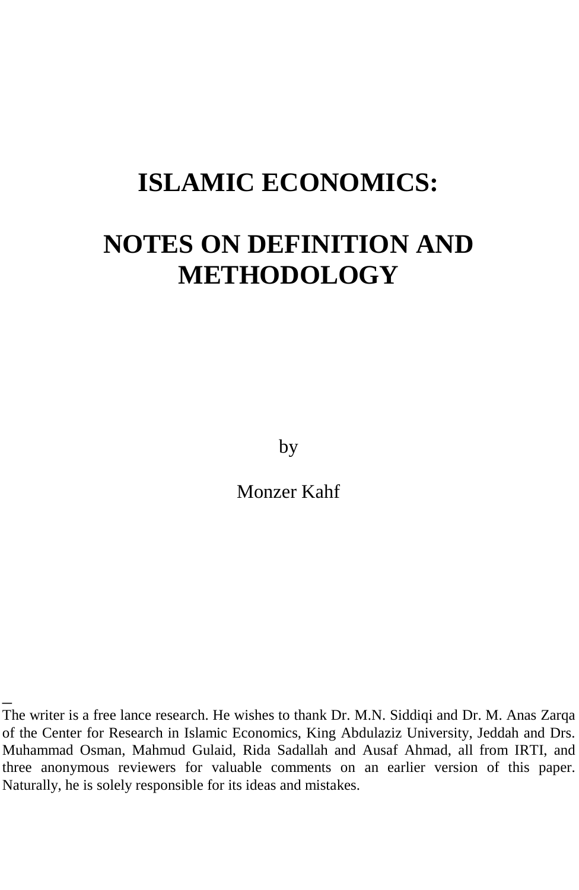# ISLAMIC ECONOMICS:

# NOTES ON DEFINITION AND METHODOLOGY

by

Monzer Kahf

---

The writer is a free lance research. He wishes to thank Dr. M.N. Siddiqi and Dr. M. Anas Zarqa of the Center for Research in Islamic Economics, King Abdulaziz University, Jeddah and Drs. Muhammad Osman, Mahmud Gulaid, Rida Sadallah and Ausaf Ahmad, all from IRTI, and three anonymous reviewers for valuable comments on an earlier version of this paper. Naturally, he is solely responsible for its ideas and mistakes.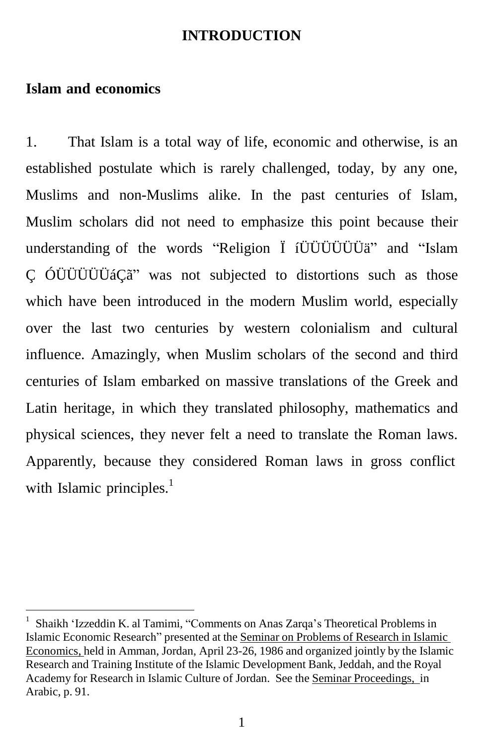# INTRODUCTION

## Islam and economics

1. That Islam is a total way of life, economic and otherwise, is an established postulate which is rarely challenged, today, by any one, Muslims and non-Muslims alike. In the past centuries of Islam, Muslim scholars did not need to emphasize this point because their understanding of the words "Religion Ï íÜÜÜÜÜÜä" and "Islam Ç ÓÜÜÜÜÜáÇã" was not subjected to distortions such as those which have been introduced in the modern Muslim world, especially over the last two centuries by western colonialism and cultural influence. Amazingly, when Muslim scholars of the second and third centuries of Islam embarked on massive translations of the Greek and Latin heritage, in which they translated philosophy, mathematics and physical sciences, they never felt a need to translate the Roman laws. Apparently, because they considered Roman laws in gross conflict with Islamic principles.[1]

---

[1] Shaikh 'Izzeddin K. al Tamimi, "Comments on Anas Zarqa's Theoretical Problems in Islamic Economic Research" presented at the Seminar on Problems of Research in Islamic Economics, held in Amman, Jordan, April 23-26, 1986 and organized jointly by the Islamic Research and Training Institute of the Islamic Development Bank, Jeddah, and the Royal Academy for Research in Islamic Culture of Jordan. See the Seminar Proceedings, in Arabic, p. 91.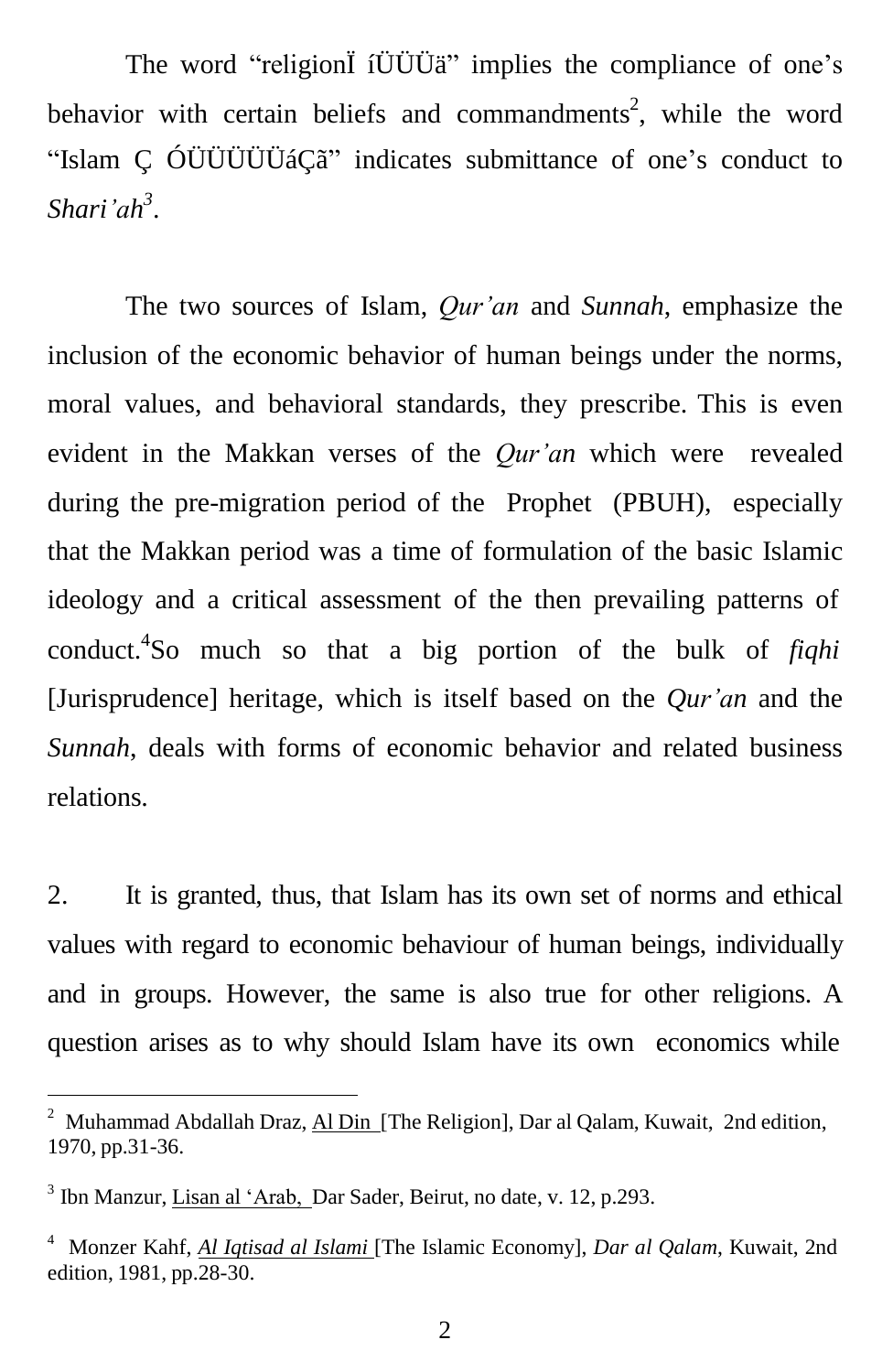The word "religionÏ íÜÜÜä" implies the compliance of one's behavior with certain beliefs and commandments[2], while the word "Islam Ç ÓÜÜÜÜÜáÇã" indicates submittance of one's conduct to *Shari'ah*[3].

The two sources of Islam, *Qur'an* and *Sunnah*, emphasize the inclusion of the economic behavior of human beings under the norms, moral values, and behavioral standards, they prescribe. This is even evident in the Makkan verses of the *Qur'an* which were revealed during the pre-migration period of the Prophet (PBUH), especially that the Makkan period was a time of formulation of the basic Islamic ideology and a critical assessment of the then prevailing patterns of conduct.[4]So much so that a big portion of the bulk of *fiqhi* [Jurisprudence] heritage, which is itself based on the *Qur'an* and the *Sunnah*, deals with forms of economic behavior and related business relations.

2. It is granted, thus, that Islam has its own set of norms and ethical values with regard to economic behaviour of human beings, individually and in groups. However, the same is also true for other religions. A question arises as to why should Islam have its own economics while

---

[2] Muhammad Abdallah Draz, Al Din [The Religion], Dar al Qalam, Kuwait, 2nd edition, 1970, pp.31-36.

[3] Ibn Manzur, Lisan al 'Arab, Dar Sader, Beirut, no date, v. 12, p.293.

[4] Monzer Kahf, *Al Iqtisad al Islami* [The Islamic Economy], *Dar al Qalam*, Kuwait, 2nd edition, 1981, pp.28-30.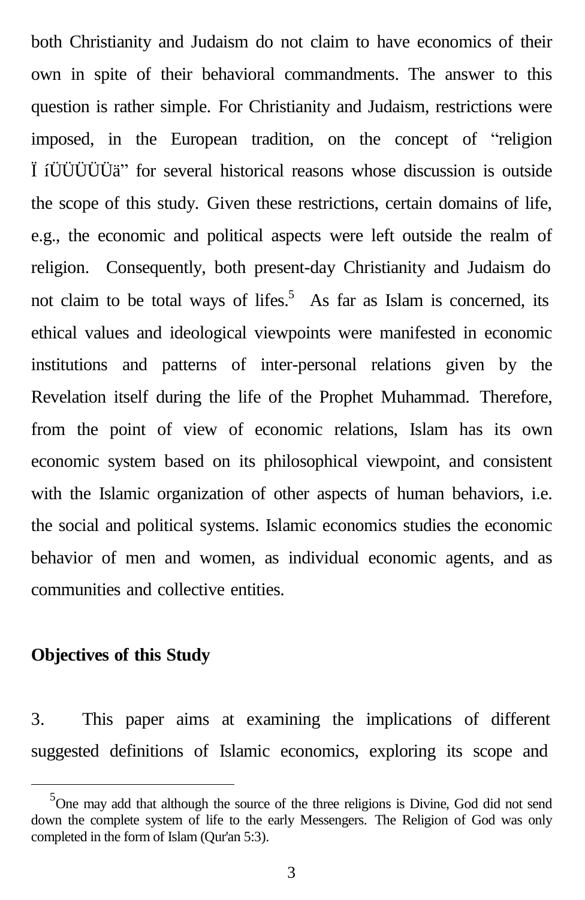both Christianity and Judaism do not claim to have economics of their own in spite of their behavioral commandments. The answer to this question is rather simple. For Christianity and Judaism, restrictions were imposed, in the European tradition, on the concept of “religion Ï íÜÜÜÜÜä” for several historical reasons whose discussion is outside the scope of this study. Given these restrictions, certain domains of life, e.g., the economic and political aspects were left outside the realm of religion. Consequently, both present-day Christianity and Judaism do not claim to be total ways of lifes.[5] As far as Islam is concerned, its ethical values and ideological viewpoints were manifested in economic institutions and patterns of inter-personal relations given by the Revelation itself during the life of the Prophet Muhammad. Therefore, from the point of view of economic relations, Islam has its own economic system based on its philosophical viewpoint, and consistent with the Islamic organization of other aspects of human behaviors, i.e. the social and political systems. Islamic economics studies the economic behavior of men and women, as individual economic agents, and as communities and collective entities.

**Objectives of this Study**

3. This paper aims at examining the implications of different suggested definitions of Islamic economics, exploring its scope and

---

[5] One may add that although the source of the three religions is Divine, God did not send down the complete system of life to the early Messengers. The Religion of God was only completed in the form of Islam (Qur'an 5:3).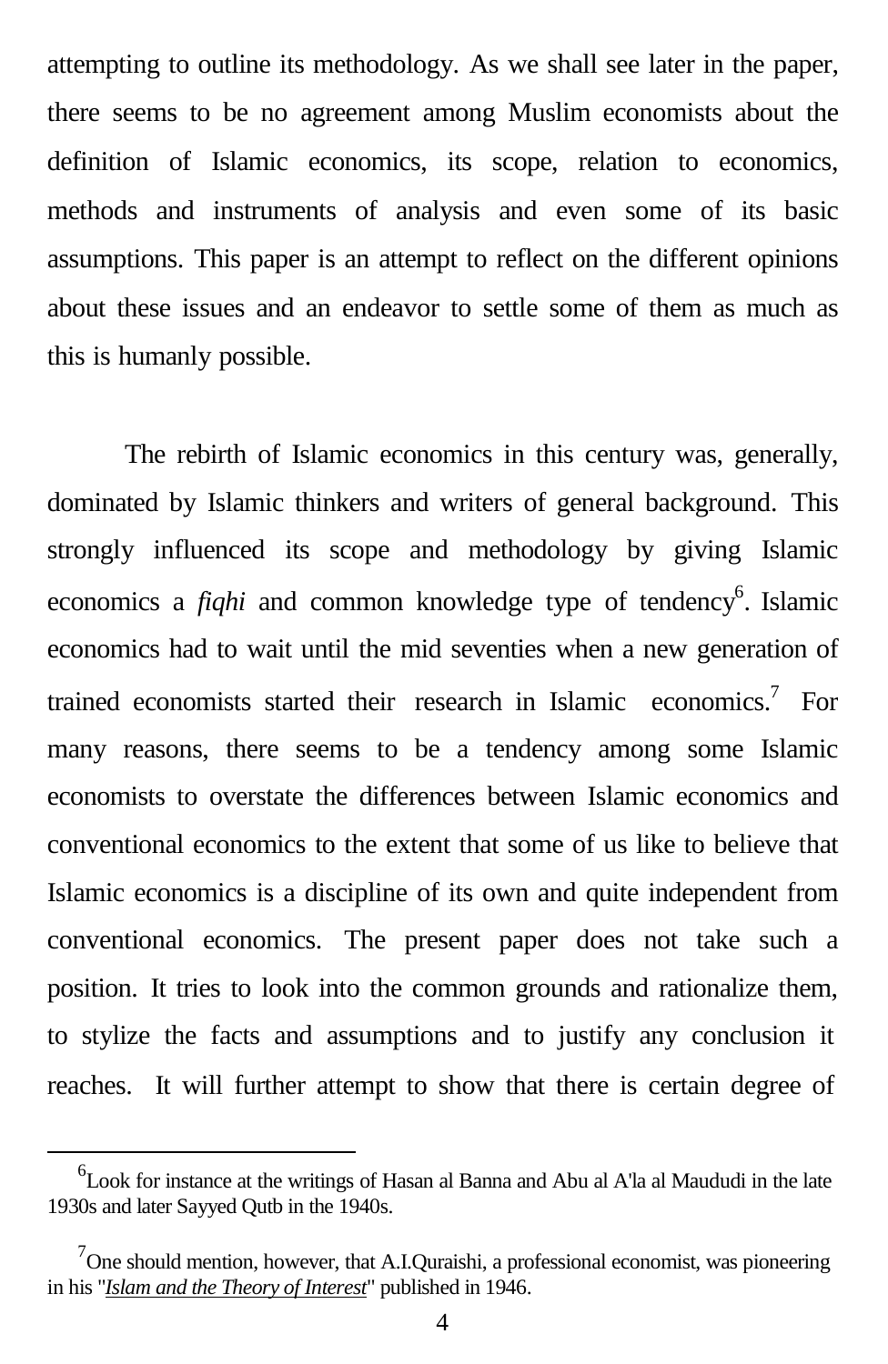attempting to outline its methodology. As we shall see later in the paper, there seems to be no agreement among Muslim economists about the definition of Islamic economics, its scope, relation to economics, methods and instruments of analysis and even some of its basic assumptions. This paper is an attempt to reflect on the different opinions about these issues and an endeavor to settle some of them as much as this is humanly possible.

The rebirth of Islamic economics in this century was, generally, dominated by Islamic thinkers and writers of general background. This strongly influenced its scope and methodology by giving Islamic economics a *fiqhi* and common knowledge type of tendency[6]. Islamic economics had to wait until the mid seventies when a new generation of trained economists started their research in Islamic economics.[7] For many reasons, there seems to be a tendency among some Islamic economists to overstate the differences between Islamic economics and conventional economics to the extent that some of us like to believe that Islamic economics is a discipline of its own and quite independent from conventional economics. The present paper does not take such a position. It tries to look into the common grounds and rationalize them, to stylize the facts and assumptions and to justify any conclusion it reaches. It will further attempt to show that there is certain degree of

---

[6] Look for instance at the writings of Hasan al Banna and Abu al A'la al Maududi in the late 1930s and later Sayyed Qutb in the 1940s.

[7] One should mention, however, that A.I.Quraishi, a professional economist, was pioneering in his "*Islam and the Theory of Interest*" published in 1946.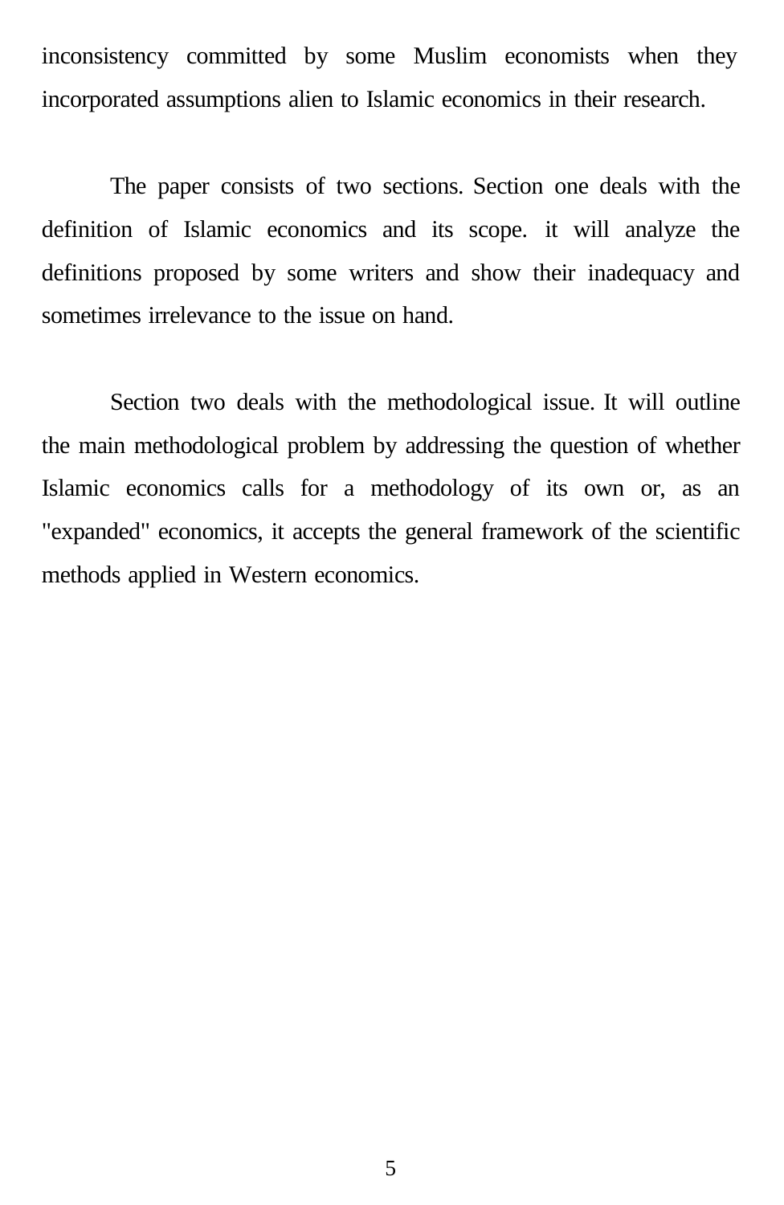inconsistency committed by some Muslim economists when they incorporated assumptions alien to Islamic economics in their research.

The paper consists of two sections. Section one deals with the definition of Islamic economics and its scope. it will analyze the definitions proposed by some writers and show their inadequacy and sometimes irrelevance to the issue on hand.

Section two deals with the methodological issue. It will outline the main methodological problem by addressing the question of whether Islamic economics calls for a methodology of its own or, as an "expanded" economics, it accepts the general framework of the scientific methods applied in Western economics.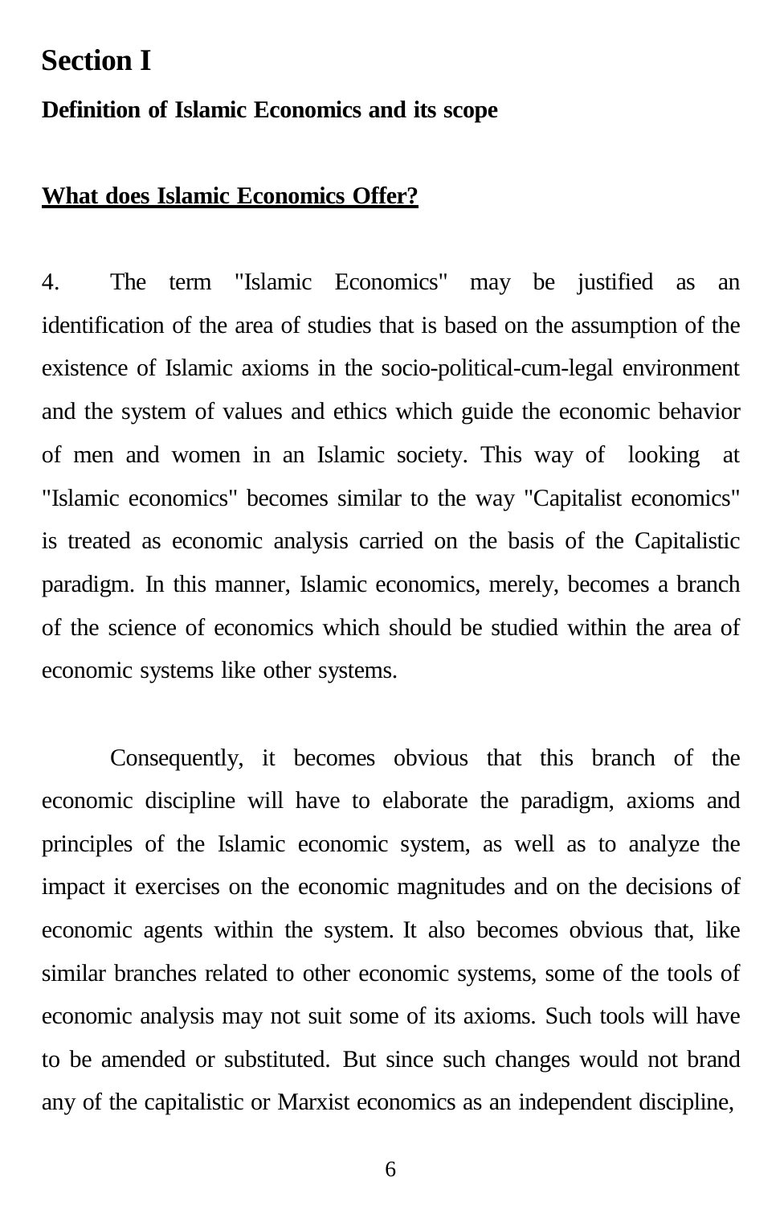# Section I

### Definition of Islamic Economics and its scope

### What does Islamic Economics Offer?

4. The term "Islamic Economics" may be justified as an identification of the area of studies that is based on the assumption of the existence of Islamic axioms in the socio-political-cum-legal environment and the system of values and ethics which guide the economic behavior of men and women in an Islamic society. This way of looking at "Islamic economics" becomes similar to the way "Capitalist economics" is treated as economic analysis carried on the basis of the Capitalistic paradigm. In this manner, Islamic economics, merely, becomes a branch of the science of economics which should be studied within the area of economic systems like other systems.

Consequently, it becomes obvious that this branch of the economic discipline will have to elaborate the paradigm, axioms and principles of the Islamic economic system, as well as to analyze the impact it exercises on the economic magnitudes and on the decisions of economic agents within the system. It also becomes obvious that, like similar branches related to other economic systems, some of the tools of economic analysis may not suit some of its axioms. Such tools will have to be amended or substituted. But since such changes would not brand any of the capitalistic or Marxist economics as an independent discipline,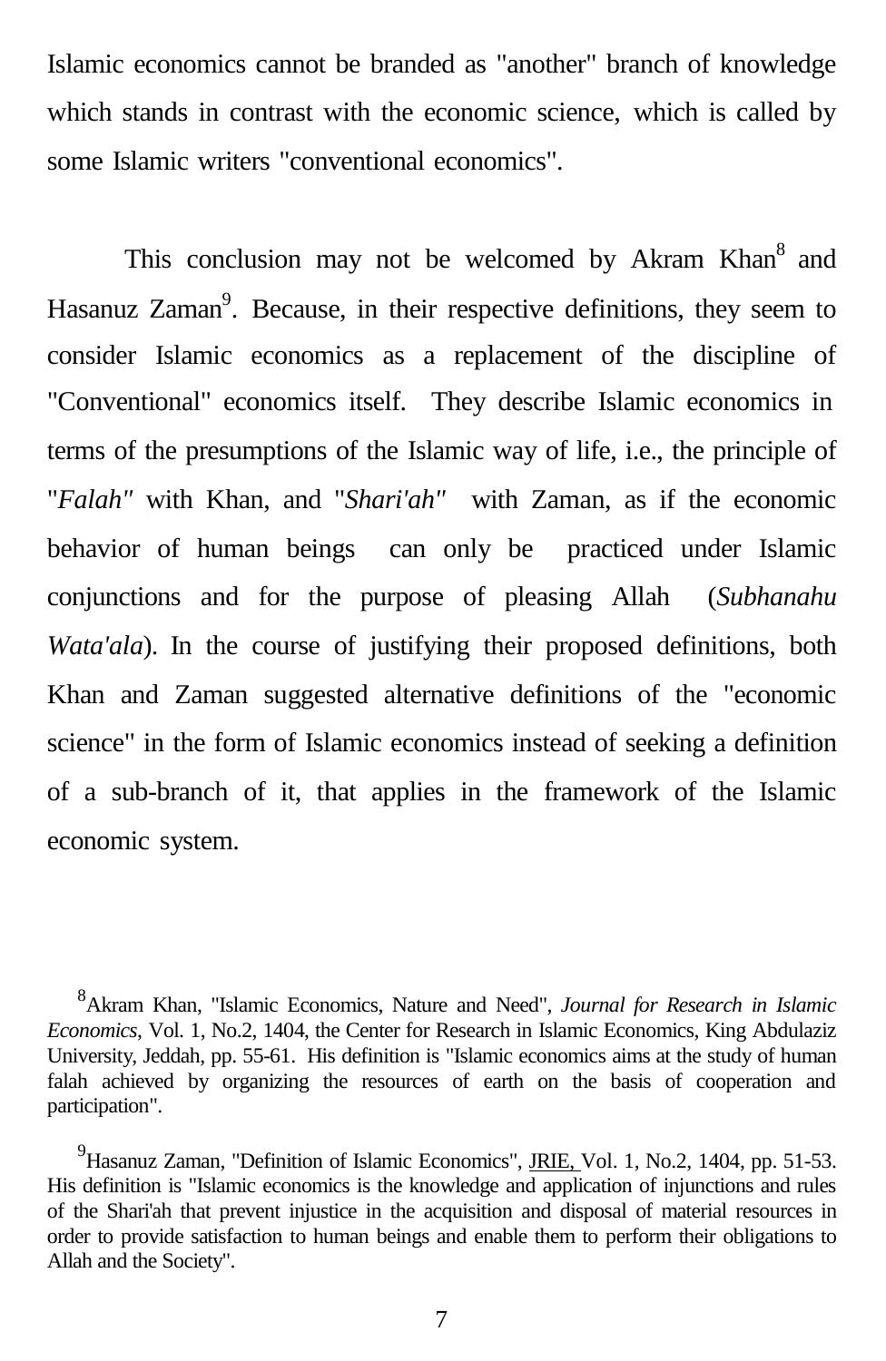Islamic economics cannot be branded as "another" branch of knowledge which stands in contrast with the economic science, which is called by some Islamic writers "conventional economics".

This conclusion may not be welcomed by Akram Khan[8] and Hasanuz Zaman[9]. Because, in their respective definitions, they seem to consider Islamic economics as a replacement of the discipline of "Conventional" economics itself. They describe Islamic economics in terms of the presumptions of the Islamic way of life, i.e., the principle of "*Falah"* with Khan, and "*Shari'ah"* with Zaman, as if the economic behavior of human beings can only be practiced under Islamic conjunctions and for the purpose of pleasing Allah (*Subhanahu Wata'ala*). In the course of justifying their proposed definitions, both Khan and Zaman suggested alternative definitions of the "economic science" in the form of Islamic economics instead of seeking a definition of a sub-branch of it, that applies in the framework of the Islamic economic system.

[8] Akram Khan, "Islamic Economics, Nature and Need", *Journal for Research in Islamic Economics*, Vol. 1, No.2, 1404, the Center for Research in Islamic Economics, King Abdulaziz University, Jeddah, pp. 55-61. His definition is "Islamic economics aims at the study of human falah achieved by organizing the resources of earth on the basis of cooperation and participation".

[9] Hasanuz Zaman, "Definition of Islamic Economics", JRIE, Vol. 1, No.2, 1404, pp. 51-53. His definition is "Islamic economics is the knowledge and application of injunctions and rules of the Shari'ah that prevent injustice in the acquisition and disposal of material resources in order to provide satisfaction to human beings and enable them to perform their obligations to Allah and the Society".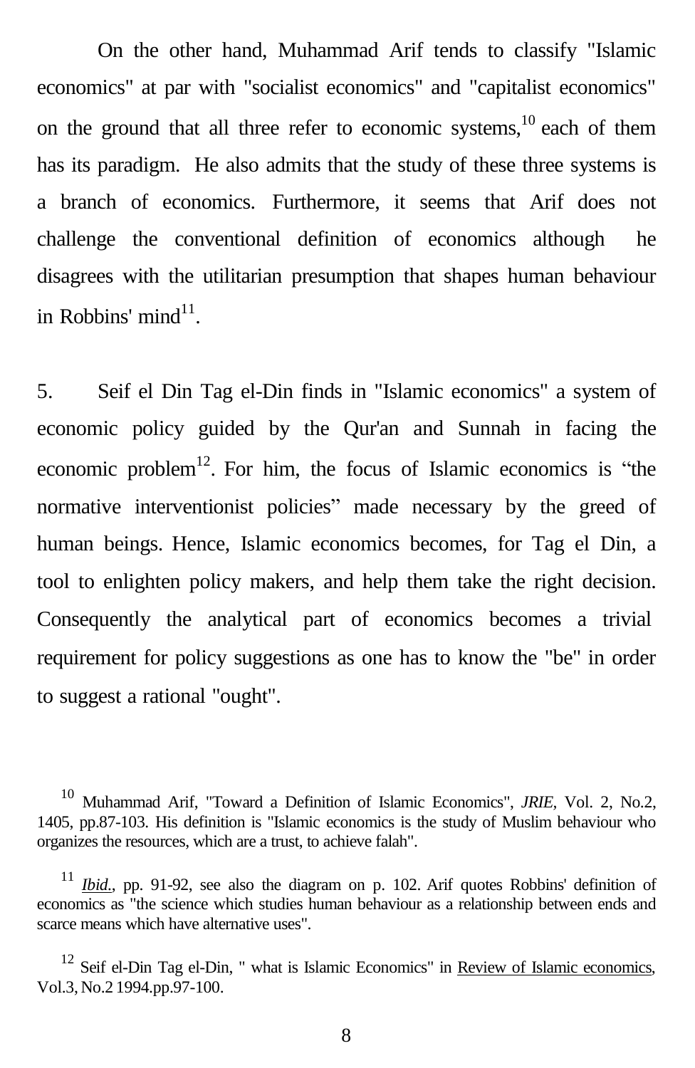On the other hand, Muhammad Arif tends to classify "Islamic economics" at par with "socialist economics" and "capitalist economics" on the ground that all three refer to economic systems,[10] each of them has its paradigm. He also admits that the study of these three systems is a branch of economics. Furthermore, it seems that Arif does not challenge the conventional definition of economics although he disagrees with the utilitarian presumption that shapes human behaviour in Robbins' mind[11].

5. Seif el Din Tag el-Din finds in "Islamic economics" a system of economic policy guided by the Qur'an and Sunnah in facing the economic problem[12]. For him, the focus of Islamic economics is "the normative interventionist policies" made necessary by the greed of human beings. Hence, Islamic economics becomes, for Tag el Din, a tool to enlighten policy makers, and help them take the right decision. Consequently the analytical part of economics becomes a trivial requirement for policy suggestions as one has to know the "be" in order to suggest a rational "ought".

---

[10] Muhammad Arif, "Toward a Definition of Islamic Economics", *JRIE,* Vol. 2, No.2, 1405, pp.87-103. His definition is "Islamic economics is the study of Muslim behaviour who organizes the resources, which are a trust, to achieve falah".

[11] *Ibid.*, pp. 91-92, see also the diagram on p. 102. Arif quotes Robbins' definition of economics as "the science which studies human behaviour as a relationship between ends and scarce means which have alternative uses".

[12] Seif el-Din Tag el-Din, " what is Islamic Economics" in Review of Islamic economics, Vol.3, No.2 1994.pp.97-100.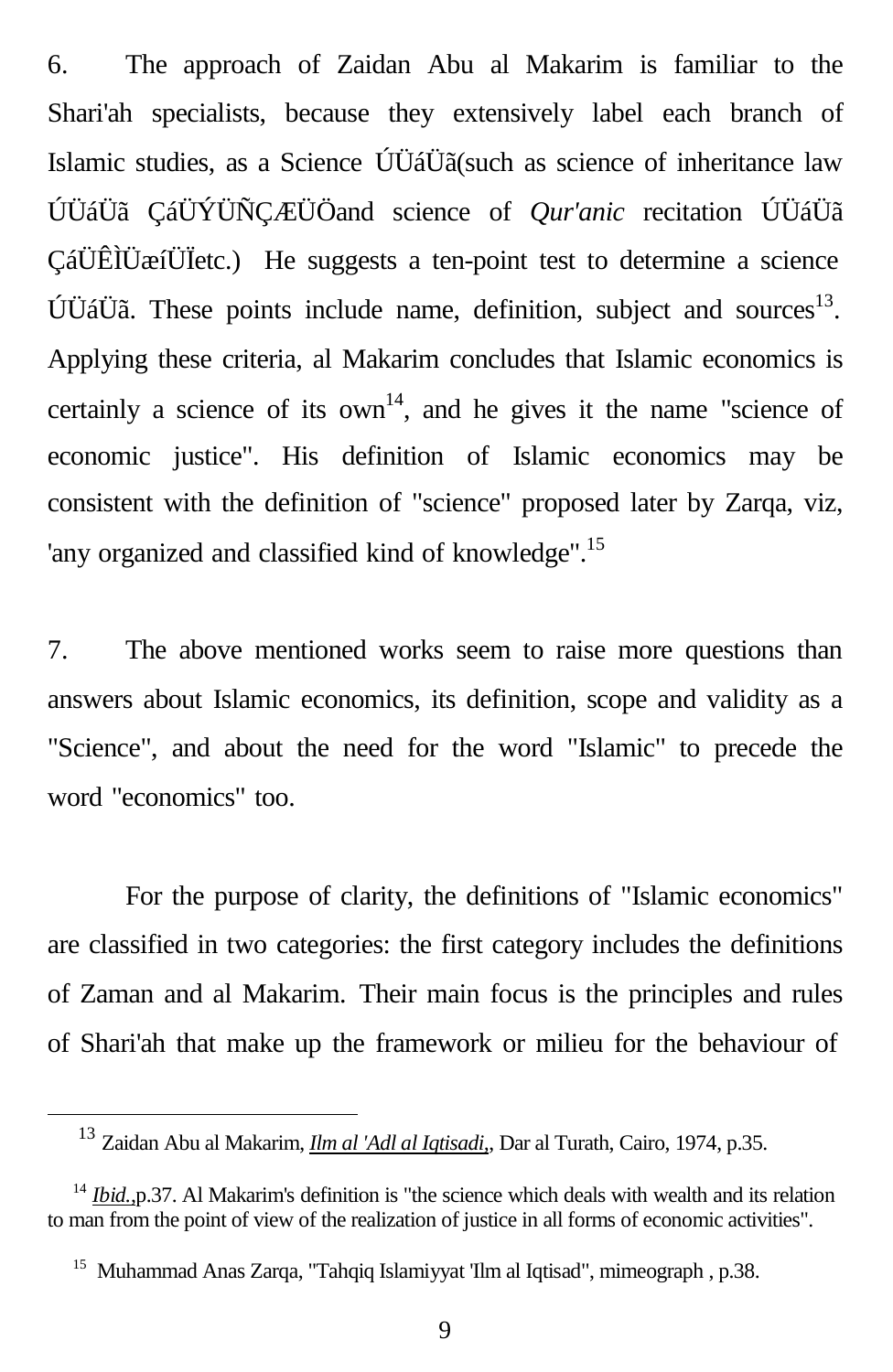6. The approach of Zaidan Abu al Makarim is familiar to the Shari'ah specialists, because they extensively label each branch of Islamic studies, as a Science ÚÜáÜã(such as science of inheritance law ÚÜáÜã ÇáÜÝÜÑÇÆÜÖand science of *Qur'anic* recitation ÚÜáÜã ÇáÜÊÌÜæíÜÏetc.) He suggests a ten-point test to determine a science ÚÜáÜã. These points include name, definition, subject and sources[13]. Applying these criteria, al Makarim concludes that Islamic economics is certainly a science of its own[14], and he gives it the name "science of economic justice". His definition of Islamic economics may be consistent with the definition of "science" proposed later by Zarqa, viz, 'any organized and classified kind of knowledge".[15]

7. The above mentioned works seem to raise more questions than answers about Islamic economics, its definition, scope and validity as a "Science", and about the need for the word "Islamic" to precede the word "economics" too.

For the purpose of clarity, the definitions of "Islamic economics" are classified in two categories: the first category includes the definitions of Zaman and al Makarim. Their main focus is the principles and rules of Shari'ah that make up the framework or milieu for the behaviour of

---

[13] Zaidan Abu al Makarim, *Ilm al 'Adl al Iqtisadi,*, Dar al Turath, Cairo, 1974, p.35.

[14] *Ibid.*,p.37. Al Makarim's definition is "the science which deals with wealth and its relation to man from the point of view of the realization of justice in all forms of economic activities".

[15] Muhammad Anas Zarqa, "Tahqiq Islamiyyat 'Ilm al Iqtisad", mimeograph , p.38.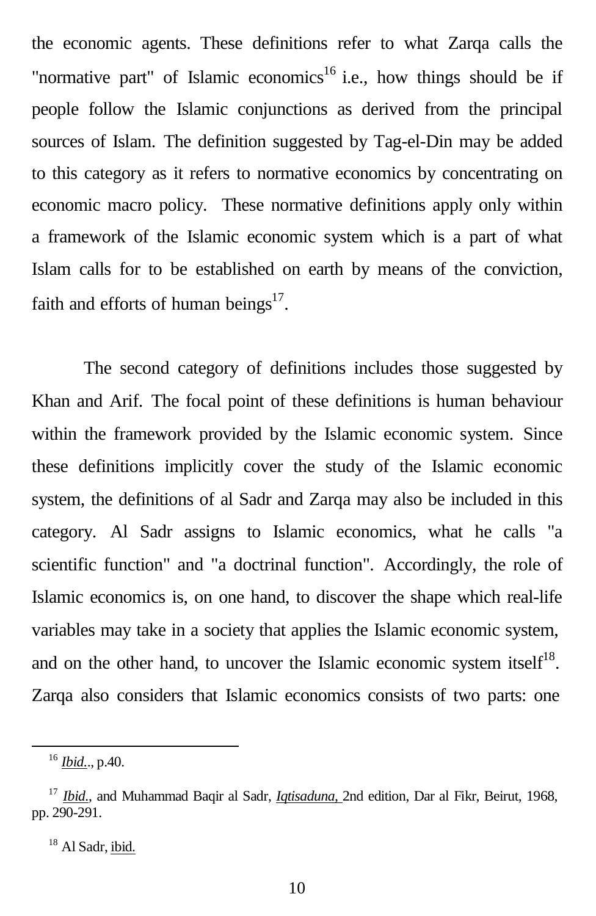the economic agents. These definitions refer to what Zarqa calls the "normative part" of Islamic economics[16] i.e., how things should be if people follow the Islamic conjunctions as derived from the principal sources of Islam. The definition suggested by Tag-el-Din may be added to this category as it refers to normative economics by concentrating on economic macro policy. These normative definitions apply only within a framework of the Islamic economic system which is a part of what Islam calls for to be established on earth by means of the conviction, faith and efforts of human beings[17].

The second category of definitions includes those suggested by Khan and Arif. The focal point of these definitions is human behaviour within the framework provided by the Islamic economic system. Since these definitions implicitly cover the study of the Islamic economic system, the definitions of al Sadr and Zarqa may also be included in this category. Al Sadr assigns to Islamic economics, what he calls "a scientific function" and "a doctrinal function". Accordingly, the role of Islamic economics is, on one hand, to discover the shape which real-life variables may take in a society that applies the Islamic economic system, and on the other hand, to uncover the Islamic economic system itself[18]. Zarqa also considers that Islamic economics consists of two parts: one

---

[16] *Ibid.*., p.40.

[17] *Ibid.*, and Muhammad Baqir al Sadr, *Iqtisaduna,* 2nd edition, Dar al Fikr, Beirut, 1968, pp. 290-291.

[18] Al Sadr, ibid.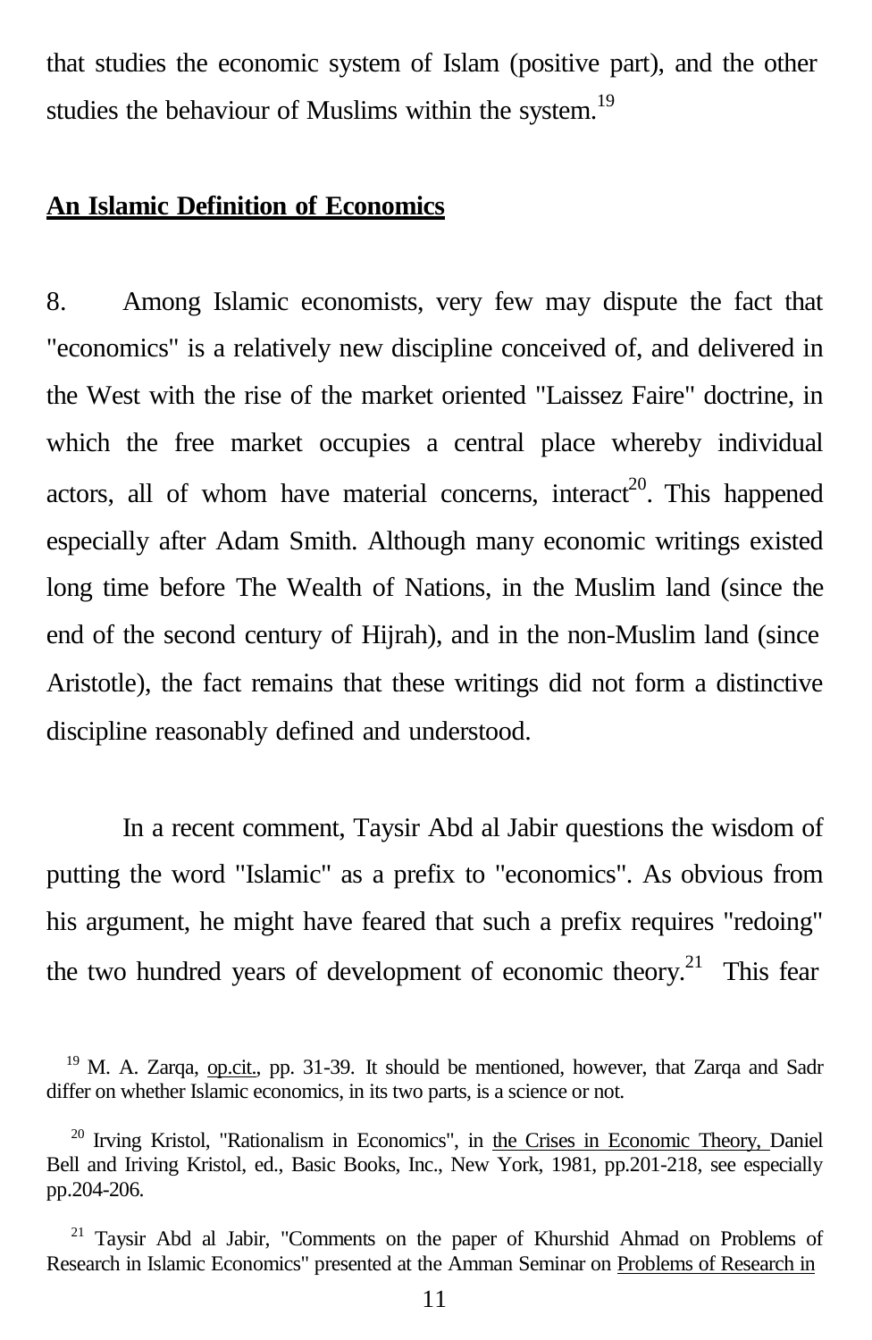that studies the economic system of Islam (positive part), and the other studies the behaviour of Muslims within the system.[19]

## An Islamic Definition of Economics

8. Among Islamic economists, very few may dispute the fact that "economics" is a relatively new discipline conceived of, and delivered in the West with the rise of the market oriented "Laissez Faire" doctrine, in which the free market occupies a central place whereby individual actors, all of whom have material concerns, interact[20]. This happened especially after Adam Smith. Although many economic writings existed long time before The Wealth of Nations, in the Muslim land (since the end of the second century of Hijrah), and in the non-Muslim land (since Aristotle), the fact remains that these writings did not form a distinctive discipline reasonably defined and understood.

In a recent comment, Taysir Abd al Jabir questions the wisdom of putting the word "Islamic" as a prefix to "economics". As obvious from his argument, he might have feared that such a prefix requires "redoing" the two hundred years of development of economic theory.[21] This fear

---

[19] M. A. Zarqa, op.cit., pp. 31-39. It should be mentioned, however, that Zarqa and Sadr differ on whether Islamic economics, in its two parts, is a science or not.

[20] Irving Kristol, "Rationalism in Economics", in the Crises in Economic Theory, Daniel Bell and Iriving Kristol, ed., Basic Books, Inc., New York, 1981, pp.201-218, see especially pp.204-206.

[21] Taysir Abd al Jabir, "Comments on the paper of Khurshid Ahmad on Problems of Research in Islamic Economics" presented at the Amman Seminar on Problems of Research in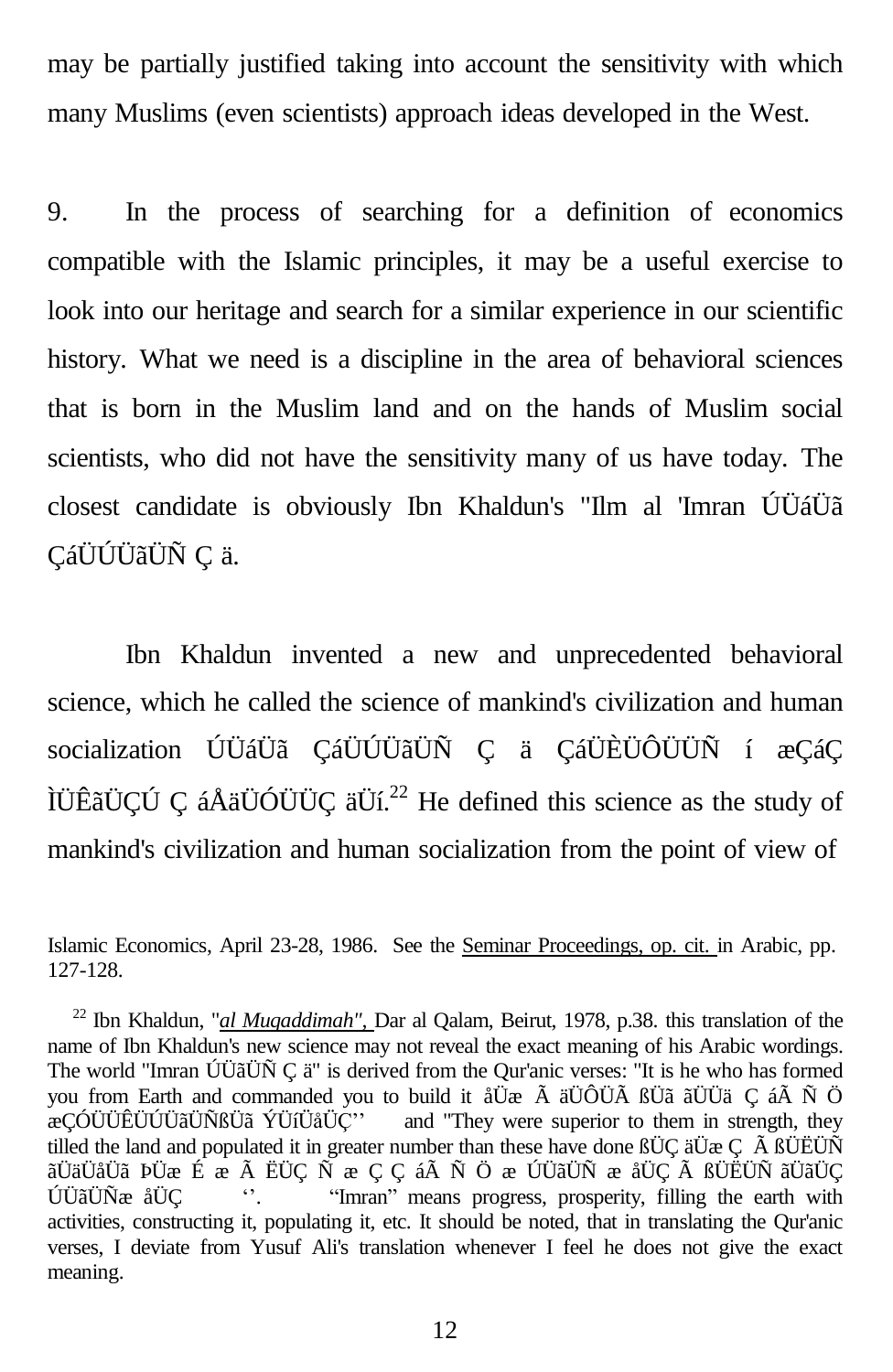may be partially justified taking into account the sensitivity with which many Muslims (even scientists) approach ideas developed in the West.

9. In the process of searching for a definition of economics compatible with the Islamic principles, it may be a useful exercise to look into our heritage and search for a similar experience in our scientific history. What we need is a discipline in the area of behavioral sciences that is born in the Muslim land and on the hands of Muslim social scientists, who did not have the sensitivity many of us have today. The closest candidate is obviously Ibn Khaldun's "Ilm al 'Imran ÚÜáÜã ÇáÜÚÜãÜÑ Ç ä.

Ibn Khaldun invented a new and unprecedented behavioral science, which he called the science of mankind's civilization and human socialization ÚÜáÜã ÇáÜÚÜãÜÑ Ç ä ÇáÜÈÜÔÜÜÑ í æÇáÇ ÌÜÊãÜÇÚ Ç áÅäÜÓÜÜÇ äÜí.[22] He defined this science as the study of mankind's civilization and human socialization from the point of view of

Islamic Economics, April 23-28, 1986. See the Seminar Proceedings, op. cit. in Arabic, pp. 127-128.

[22] Ibn Khaldun, "*al Muqaddimah",* Dar al Qalam, Beirut, 1978, p.38. this translation of the name of Ibn Khaldun's new science may not reveal the exact meaning of his Arabic wordings. The world "Imran ÚÜãÜÑ Ç ä" is derived from the Qur'anic verses: "It is he who has formed you from Earth and commanded you to build it åÜæ Ã äÜÔÜÃ ßÜã ãÜÜä Ç áÃ Ñ Ö æÇÓÜÜÊÜÚÜãÜÑßÜã ÝÜíÜåÜÇ'' and "They were superior to them in strength, they tilled the land and populated it in greater number than these have done ßÜÇ äÜæ Ç Ã ßÜËÜÑ ãÜäÜåÜã ÞÜæ É æ Ã ËÜÇ Ñ æ Ç Ç áÃ Ñ Ö æ ÚÜãÜÑ æ åÜÇ Ã ßÜËÜÑ ãÜãÜÇ ÚÜãÜÑæ åÜÇ ''. "Imran" means progress, prosperity, filling the earth with activities, constructing it, populating it, etc. It should be noted, that in translating the Qur'anic verses, I deviate from Yusuf Ali's translation whenever I feel he does not give the exact meaning.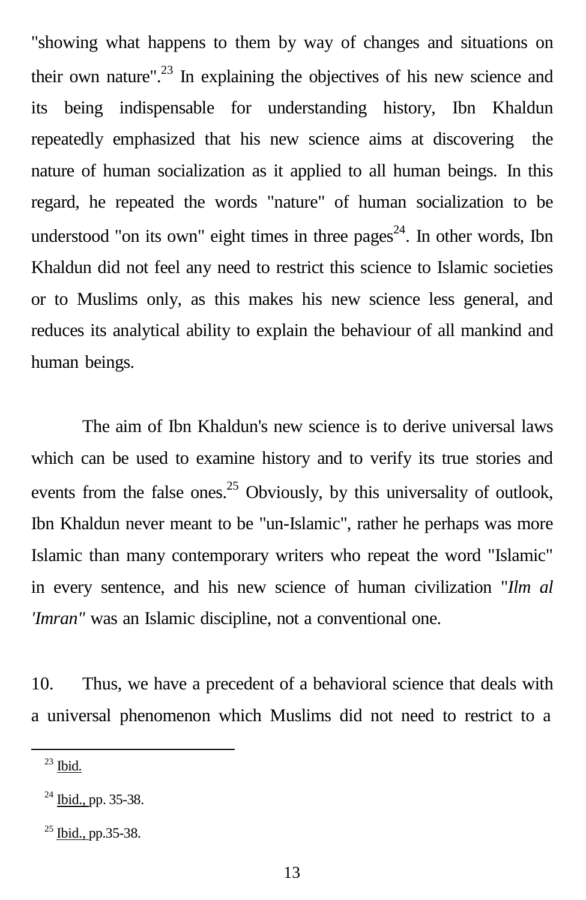"showing what happens to them by way of changes and situations on their own nature".[23] In explaining the objectives of his new science and its being indispensable for understanding history, Ibn Khaldun repeatedly emphasized that his new science aims at discovering the nature of human socialization as it applied to all human beings. In this regard, he repeated the words "nature" of human socialization to be understood "on its own" eight times in three pages[24]. In other words, Ibn Khaldun did not feel any need to restrict this science to Islamic societies or to Muslims only, as this makes his new science less general, and reduces its analytical ability to explain the behaviour of all mankind and human beings.

The aim of Ibn Khaldun's new science is to derive universal laws which can be used to examine history and to verify its true stories and events from the false ones.[25] Obviously, by this universality of outlook, Ibn Khaldun never meant to be "un-Islamic", rather he perhaps was more Islamic than many contemporary writers who repeat the word "Islamic" in every sentence, and his new science of human civilization "*Ilm al 'Imran"* was an Islamic discipline, not a conventional one.

10. Thus, we have a precedent of a behavioral science that deals with a universal phenomenon which Muslims did not need to restrict to a

---

[23] Ibid.

[24] Ibid., pp. 35-38.

[25] Ibid., pp.35-38.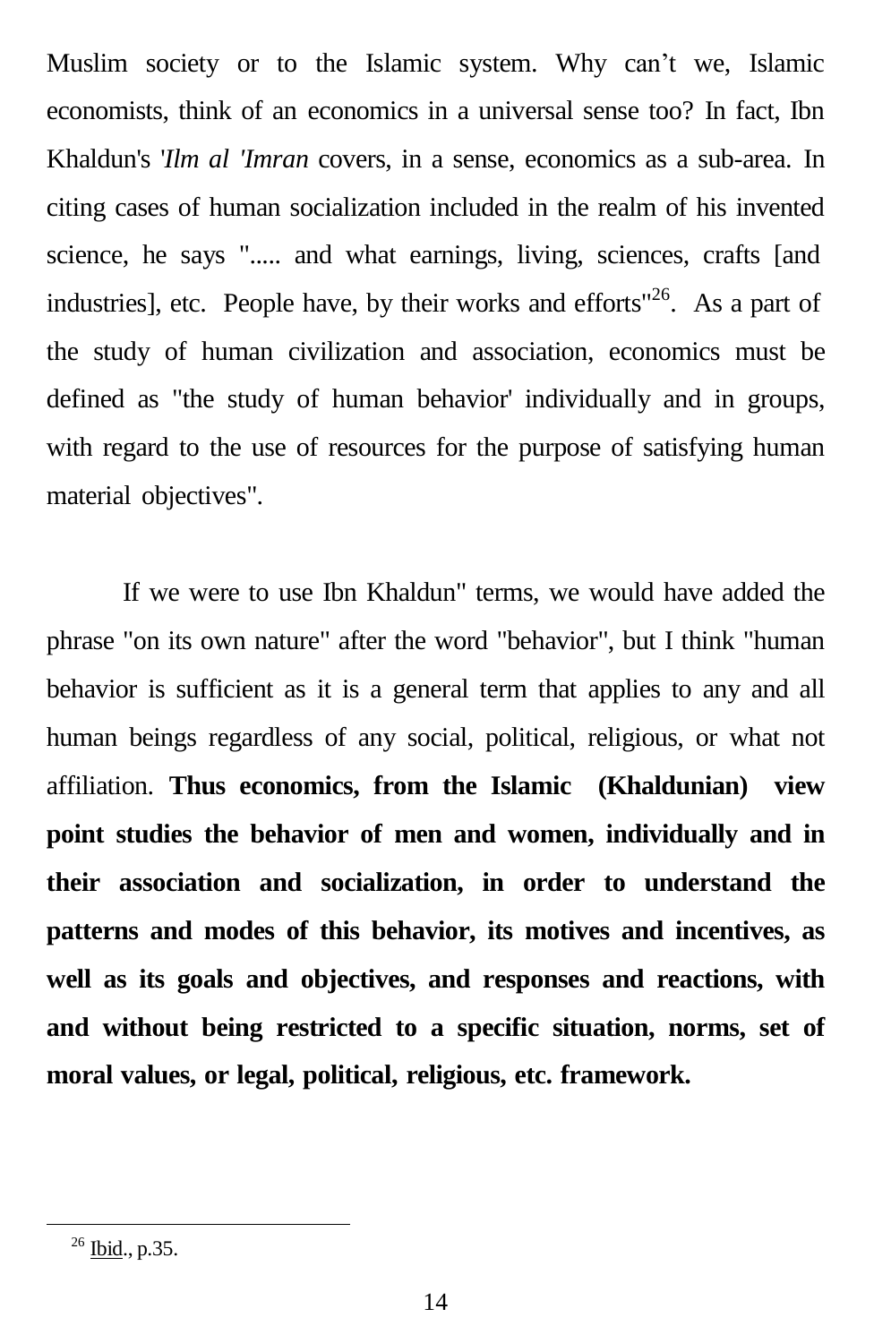Muslim society or to the Islamic system. Why can't we, Islamic economists, think of an economics in a universal sense too? In fact, Ibn Khaldun's *'Ilm al 'Imran* covers, in a sense, economics as a sub-area. In citing cases of human socialization included in the realm of his invented science, he says "..... and what earnings, living, sciences, crafts [and industries], etc. People have, by their works and efforts"[26]. As a part of the study of human civilization and association, economics must be defined as "the study of human behavior' individually and in groups, with regard to the use of resources for the purpose of satisfying human material objectives".

If we were to use Ibn Khaldun" terms, we would have added the phrase "on its own nature" after the word "behavior", but I think "human behavior is sufficient as it is a general term that applies to any and all human beings regardless of any social, political, religious, or what not affiliation. **Thus economics, from the Islamic (Khaldunian) view point studies the behavior of men and women, individually and in their association and socialization, in order to understand the patterns and modes of this behavior, its motives and incentives, as well as its goals and objectives, and responses and reactions, with and without being restricted to a specific situation, norms, set of moral values, or legal, political, religious, etc. framework.**

---

[26] Ibid., p.35.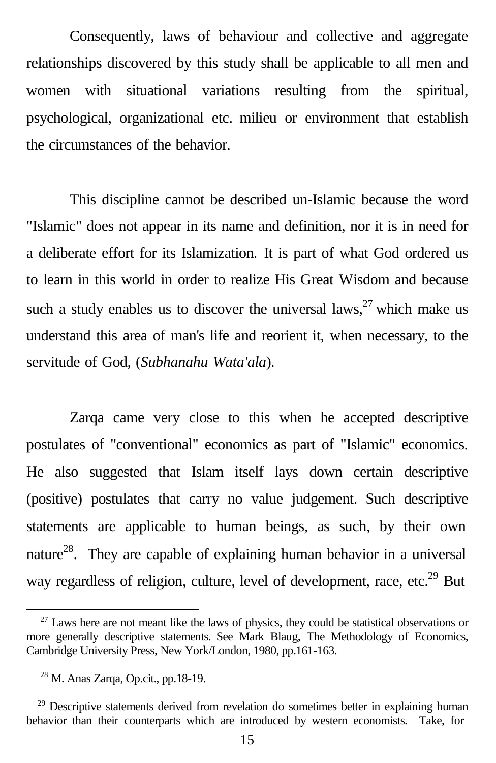Consequently, laws of behaviour and collective and aggregate relationships discovered by this study shall be applicable to all men and women with situational variations resulting from the spiritual, psychological, organizational etc. milieu or environment that establish the circumstances of the behavior.

This discipline cannot be described un-Islamic because the word "Islamic" does not appear in its name and definition, nor it is in need for a deliberate effort for its Islamization. It is part of what God ordered us to learn in this world in order to realize His Great Wisdom and because such a study enables us to discover the universal laws,[27] which make us understand this area of man's life and reorient it, when necessary, to the servitude of God, (*Subhanahu Wata'ala*).

Zarqa came very close to this when he accepted descriptive postulates of "conventional" economics as part of "Islamic" economics. He also suggested that Islam itself lays down certain descriptive (positive) postulates that carry no value judgement. Such descriptive statements are applicable to human beings, as such, by their own nature[28]. They are capable of explaining human behavior in a universal way regardless of religion, culture, level of development, race, etc.[29] But

---

[27] Laws here are not meant like the laws of physics, they could be statistical observations or more generally descriptive statements. See Mark Blaug, The Methodology of Economics, Cambridge University Press, New York/London, 1980, pp.161-163.

[28] M. Anas Zarqa, Op.cit., pp.18-19.

[29] Descriptive statements derived from revelation do sometimes better in explaining human behavior than their counterparts which are introduced by western economists. Take, for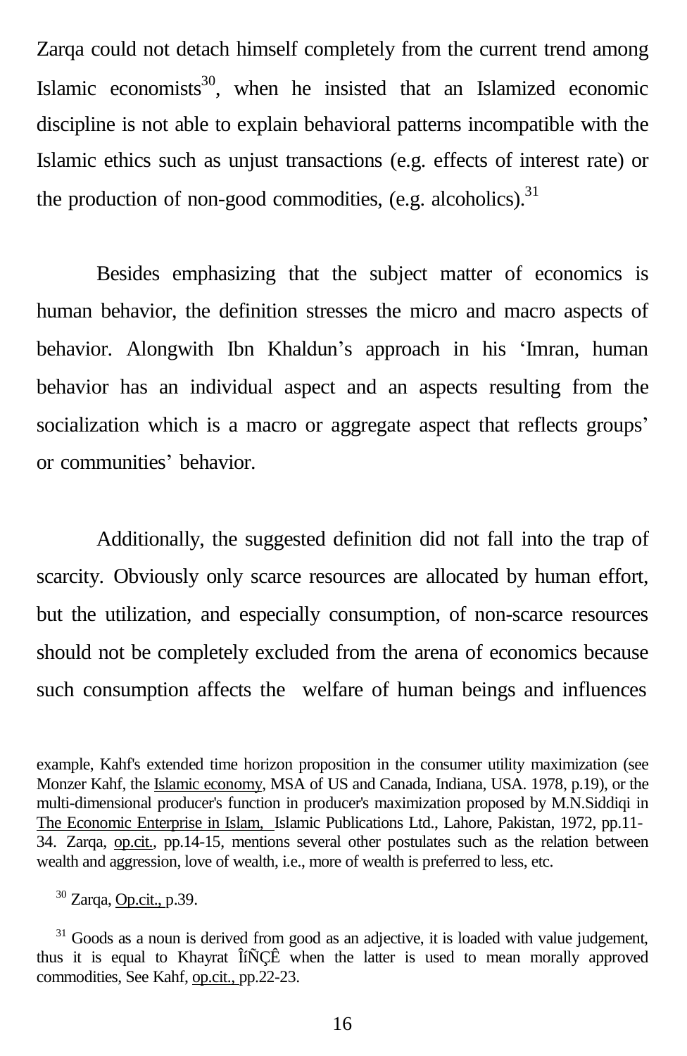Zarqa could not detach himself completely from the current trend among Islamic economists[30], when he insisted that an Islamized economic discipline is not able to explain behavioral patterns incompatible with the Islamic ethics such as unjust transactions (e.g. effects of interest rate) or the production of non-good commodities, (e.g. alcoholics).[31]

Besides emphasizing that the subject matter of economics is human behavior, the definition stresses the micro and macro aspects of behavior. Alongwith Ibn Khaldun's approach in his 'Imran, human behavior has an individual aspect and an aspects resulting from the socialization which is a macro or aggregate aspect that reflects groups' or communities' behavior.

Additionally, the suggested definition did not fall into the trap of scarcity. Obviously only scarce resources are allocated by human effort, but the utilization, and especially consumption, of non-scarce resources should not be completely excluded from the arena of economics because such consumption affects the welfare of human beings and influences

---

example, Kahf's extended time horizon proposition in the consumer utility maximization (see Monzer Kahf, the Islamic economy, MSA of US and Canada, Indiana, USA. 1978, p.19), or the multi-dimensional producer's function in producer's maximization proposed by M.N.Siddiqi in The Economic Enterprise in Islam, Islamic Publications Ltd., Lahore, Pakistan, 1972, pp.11-34. Zarqa, op.cit., pp.14-15, mentions several other postulates such as the relation between wealth and aggression, love of wealth, i.e., more of wealth is preferred to less, etc.

[30] Zarqa, Op.cit., p.39.

[31] Goods as a noun is derived from good as an adjective, it is loaded with value judgement, thus it is equal to Khayrat ÎíÑÇÊ when the latter is used to mean morally approved commodities, See Kahf, op.cit., pp.22-23.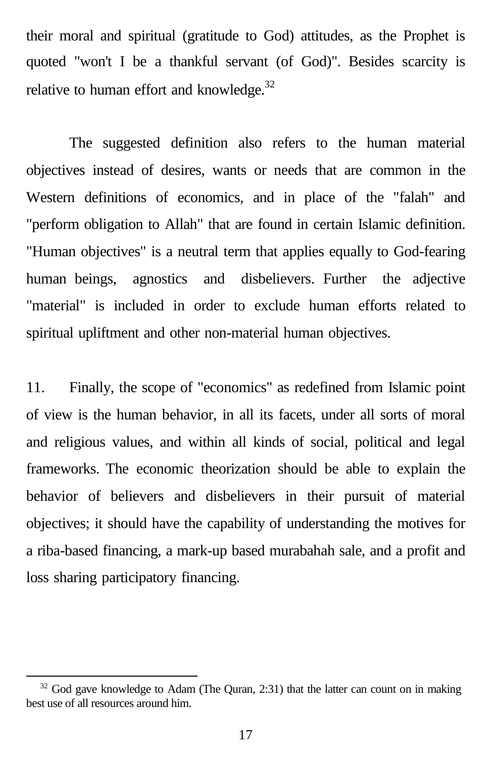their moral and spiritual (gratitude to God) attitudes, as the Prophet is quoted "won't I be a thankful servant (of God)". Besides scarcity is relative to human effort and knowledge.[32]

The suggested definition also refers to the human material objectives instead of desires, wants or needs that are common in the Western definitions of economics, and in place of the "falah" and "perform obligation to Allah" that are found in certain Islamic definition. "Human objectives" is a neutral term that applies equally to God-fearing human beings, agnostics and disbelievers. Further the adjective "material" is included in order to exclude human efforts related to spiritual upliftment and other non-material human objectives.

11. Finally, the scope of "economics" as redefined from Islamic point of view is the human behavior, in all its facets, under all sorts of moral and religious values, and within all kinds of social, political and legal frameworks. The economic theorization should be able to explain the behavior of believers and disbelievers in their pursuit of material objectives; it should have the capability of understanding the motives for a riba-based financing, a mark-up based murabahah sale, and a profit and loss sharing participatory financing.

---

[32] God gave knowledge to Adam (The Quran, 2:31) that the latter can count on in making best use of all resources around him.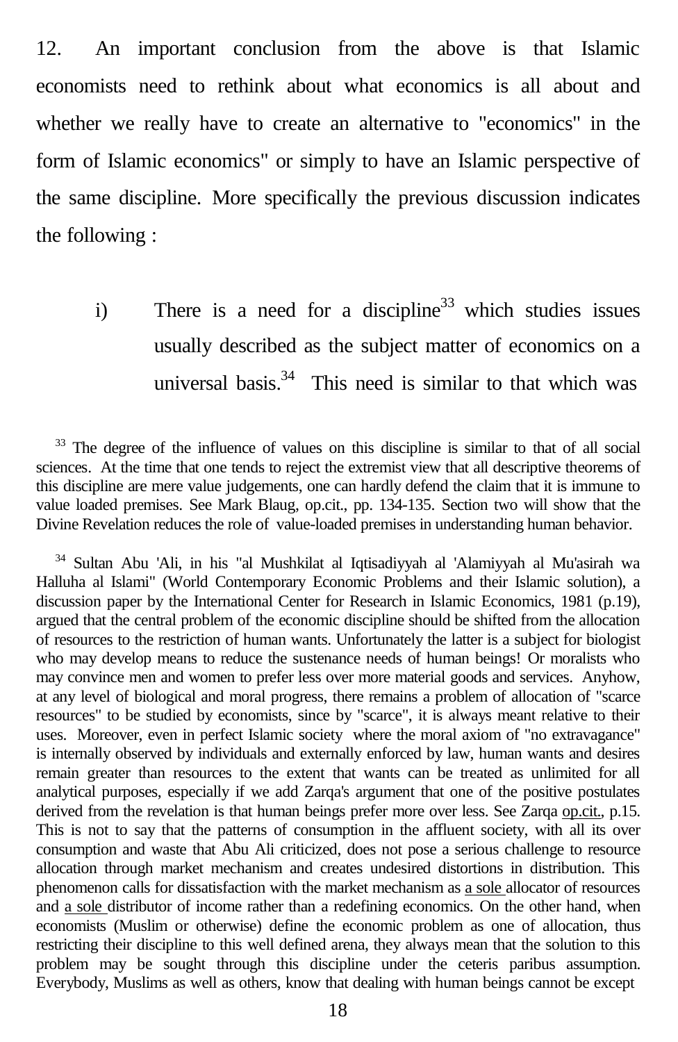12. An important conclusion from the above is that Islamic economists need to rethink about what economics is all about and whether we really have to create an alternative to "economics" in the form of Islamic economics" or simply to have an Islamic perspective of the same discipline. More specifically the previous discussion indicates the following :

i) There is a need for a discipline[33] which studies issues usually described as the subject matter of economics on a universal basis.[34] This need is similar to that which was

[33] The degree of the influence of values on this discipline is similar to that of all social sciences. At the time that one tends to reject the extremist view that all descriptive theorems of this discipline are mere value judgements, one can hardly defend the claim that it is immune to value loaded premises. See Mark Blaug, op.cit., pp. 134-135. Section two will show that the Divine Revelation reduces the role of value-loaded premises in understanding human behavior.

[34] Sultan Abu 'Ali, in his "al Mushkilat al Iqtisadiyyah al 'Alamiyyah al Mu'asirah wa Halluha al Islami" (World Contemporary Economic Problems and their Islamic solution), a discussion paper by the International Center for Research in Islamic Economics, 1981 (p.19), argued that the central problem of the economic discipline should be shifted from the allocation of resources to the restriction of human wants. Unfortunately the latter is a subject for biologist who may develop means to reduce the sustenance needs of human beings! Or moralists who may convince men and women to prefer less over more material goods and services. Anyhow, at any level of biological and moral progress, there remains a problem of allocation of "scarce resources" to be studied by economists, since by "scarce", it is always meant relative to their uses. Moreover, even in perfect Islamic society where the moral axiom of "no extravagance" is internally observed by individuals and externally enforced by law, human wants and desires remain greater than resources to the extent that wants can be treated as unlimited for all analytical purposes, especially if we add Zarqa's argument that one of the positive postulates derived from the revelation is that human beings prefer more over less. See Zarqa op.cit., p.15. This is not to say that the patterns of consumption in the affluent society, with all its over consumption and waste that Abu Ali criticized, does not pose a serious challenge to resource allocation through market mechanism and creates undesired distortions in distribution. This phenomenon calls for dissatisfaction with the market mechanism as a sole allocator of resources and a sole distributor of income rather than a redefining economics. On the other hand, when economists (Muslim or otherwise) define the economic problem as one of allocation, thus restricting their discipline to this well defined arena, they always mean that the solution to this problem may be sought through this discipline under the ceteris paribus assumption. Everybody, Muslims as well as others, know that dealing with human beings cannot be except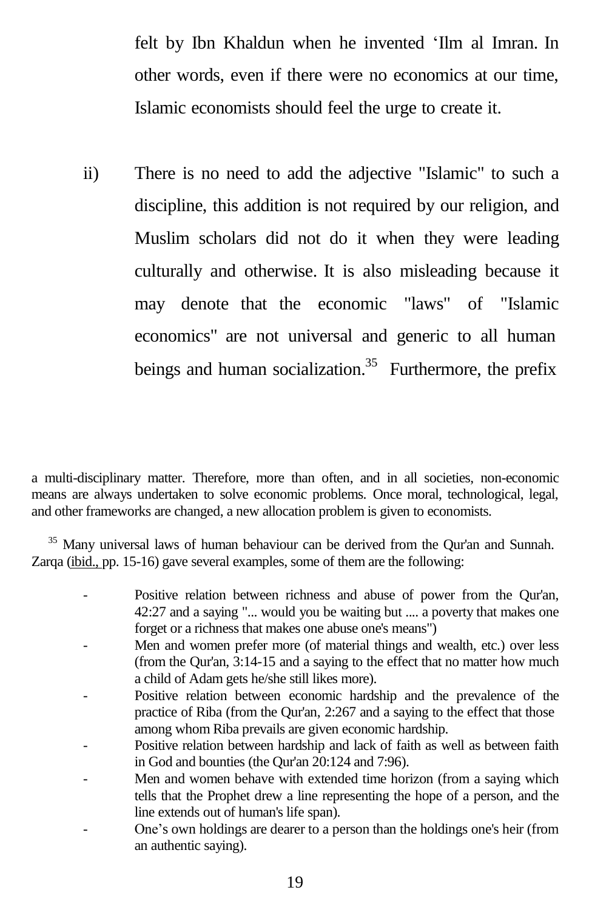felt by Ibn Khaldun when he invented ‘Ilm al Imran. In other words, even if there were no economics at our time, Islamic economists should feel the urge to create it.

ii) There is no need to add the adjective "Islamic" to such a discipline, this addition is not required by our religion, and Muslim scholars did not do it when they were leading culturally and otherwise. It is also misleading because it may denote that the economic "laws" of "Islamic economics" are not universal and generic to all human beings and human socialization.[35] Furthermore, the prefix

---

a multi-disciplinary matter. Therefore, more than often, and in all societies, non-economic means are always undertaken to solve economic problems. Once moral, technological, legal, and other frameworks are changed, a new allocation problem is given to economists.

[35] Many universal laws of human behaviour can be derived from the Qur'an and Sunnah. Zarqa (ibid., pp. 15-16) gave several examples, some of them are the following:

- Positive relation between richness and abuse of power from the Qur'an, 42:27 and a saying "... would you be waiting but .... a poverty that makes one forget or a richness that makes one abuse one's means")
- Men and women prefer more (of material things and wealth, etc.) over less (from the Qur'an, 3:14-15 and a saying to the effect that no matter how much a child of Adam gets he/she still likes more).
- Positive relation between economic hardship and the prevalence of the practice of Riba (from the Qur'an, 2:267 and a saying to the effect that those among whom Riba prevails are given economic hardship.
- Positive relation between hardship and lack of faith as well as between faith in God and bounties (the Qur'an 20:124 and 7:96).
- Men and women behave with extended time horizon (from a saying which tells that the Prophet drew a line representing the hope of a person, and the line extends out of human's life span).
- One’s own holdings are dearer to a person than the holdings one's heir (from an authentic saying).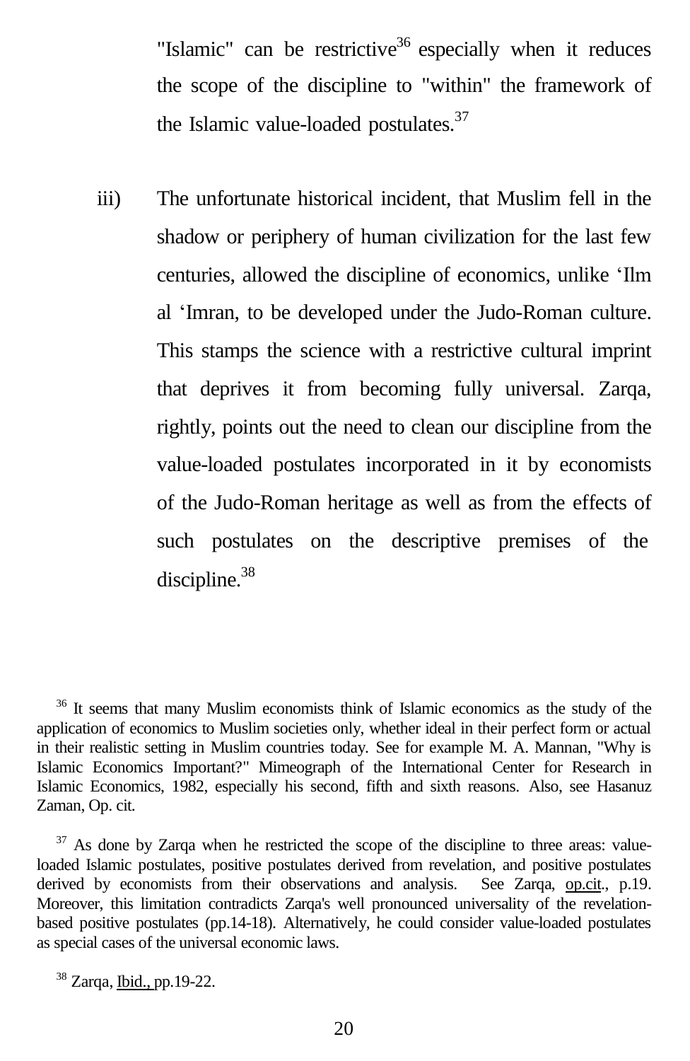"Islamic" can be restrictive[36] especially when it reduces the scope of the discipline to "within" the framework of the Islamic value-loaded postulates.[37]

iii) The unfortunate historical incident, that Muslim fell in the shadow or periphery of human civilization for the last few centuries, allowed the discipline of economics, unlike 'Ilm al 'Imran, to be developed under the Judo-Roman culture. This stamps the science with a restrictive cultural imprint that deprives it from becoming fully universal. Zarqa, rightly, points out the need to clean our discipline from the value-loaded postulates incorporated in it by economists of the Judo-Roman heritage as well as from the effects of such postulates on the descriptive premises of the discipline.[38]

---

[36] It seems that many Muslim economists think of Islamic economics as the study of the application of economics to Muslim societies only, whether ideal in their perfect form or actual in their realistic setting in Muslim countries today. See for example M. A. Mannan, "Why is Islamic Economics Important?" Mimeograph of the International Center for Research in Islamic Economics, 1982, especially his second, fifth and sixth reasons. Also, see Hasanuz Zaman, Op. cit.

[37] As done by Zarqa when he restricted the scope of the discipline to three areas: value-loaded Islamic postulates, positive postulates derived from revelation, and positive postulates derived by economists from their observations and analysis. See Zarqa, op.cit., p.19. Moreover, this limitation contradicts Zarqa's well pronounced universality of the revelation-based positive postulates (pp.14-18). Alternatively, he could consider value-loaded postulates as special cases of the universal economic laws.

[38] Zarqa, Ibid., pp.19-22.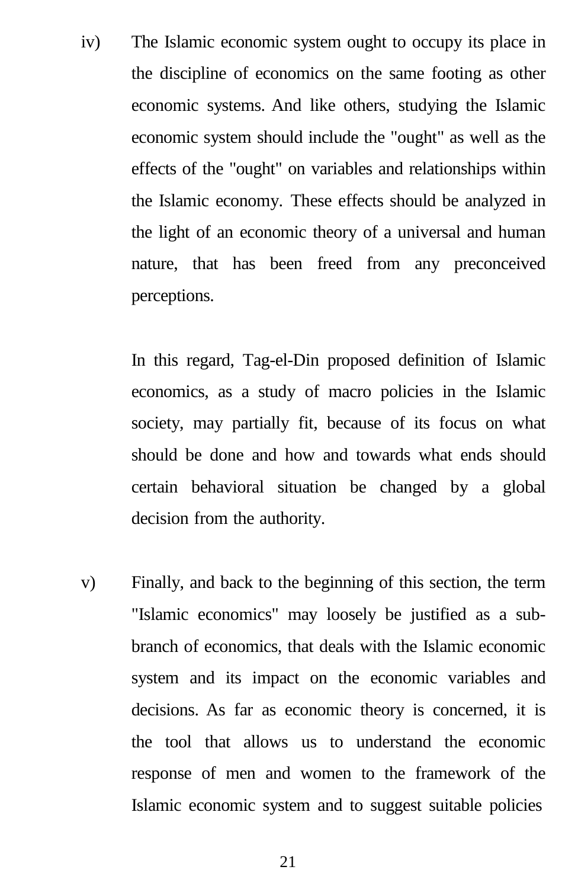iv) The Islamic economic system ought to occupy its place in the discipline of economics on the same footing as other economic systems. And like others, studying the Islamic economic system should include the "ought" as well as the effects of the "ought" on variables and relationships within the Islamic economy. These effects should be analyzed in the light of an economic theory of a universal and human nature, that has been freed from any preconceived perceptions.

    In this regard, Tag-el-Din proposed definition of Islamic economics, as a study of macro policies in the Islamic society, may partially fit, because of its focus on what should be done and how and towards what ends should certain behavioral situation be changed by a global decision from the authority.

v) Finally, and back to the beginning of this section, the term "Islamic economics" may loosely be justified as a sub-branch of economics, that deals with the Islamic economic system and its impact on the economic variables and decisions. As far as economic theory is concerned, it is the tool that allows us to understand the economic response of men and women to the framework of the Islamic economic system and to suggest suitable policies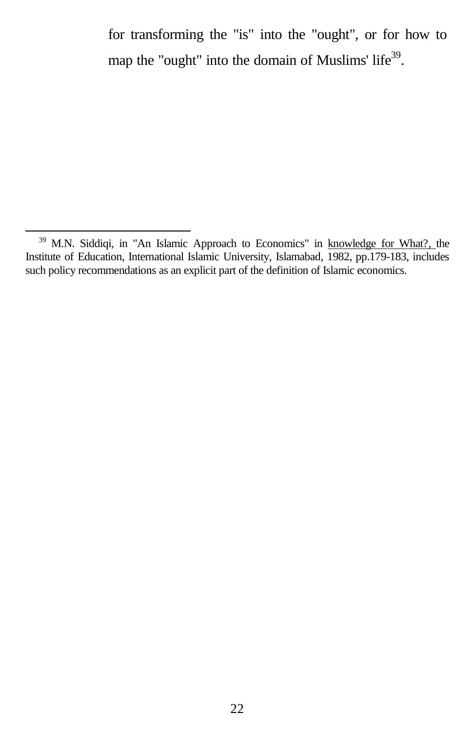for transforming the "is" into the "ought", or for how to map the "ought" into the domain of Muslims' life[39].

---

[39] M.N. Siddiqi, in "An Islamic Approach to Economics" in knowledge for What?, the Institute of Education, International Islamic University, Islamabad, 1982, pp.179-183, includes such policy recommendations as an explicit part of the definition of Islamic economics.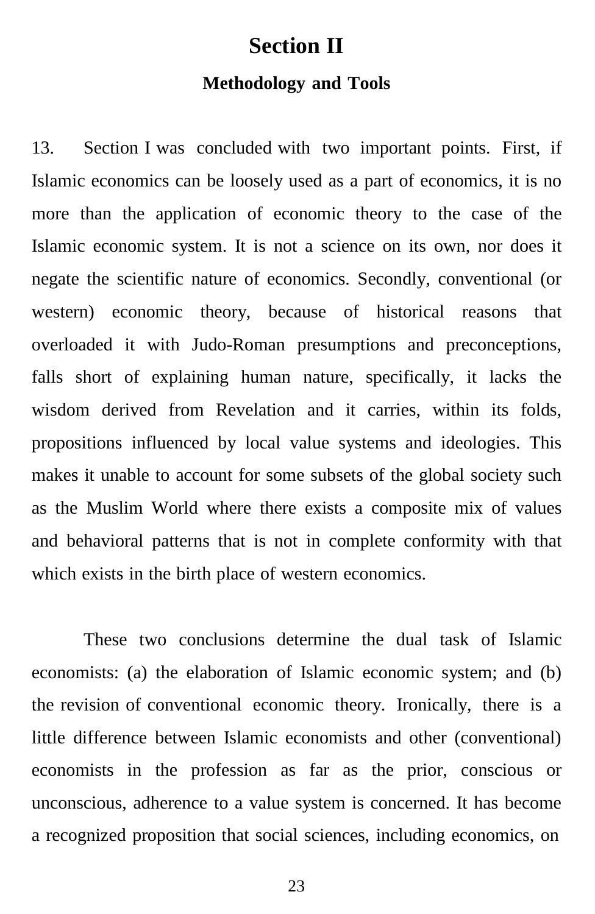## Section II

### Methodology and Tools

13. Section I was concluded with two important points. First, if Islamic economics can be loosely used as a part of economics, it is no more than the application of economic theory to the case of the Islamic economic system. It is not a science on its own, nor does it negate the scientific nature of economics. Secondly, conventional (or western) economic theory, because of historical reasons that overloaded it with Judo-Roman presumptions and preconceptions, falls short of explaining human nature, specifically, it lacks the wisdom derived from Revelation and it carries, within its folds, propositions influenced by local value systems and ideologies. This makes it unable to account for some subsets of the global society such as the Muslim World where there exists a composite mix of values and behavioral patterns that is not in complete conformity with that which exists in the birth place of western economics.

These two conclusions determine the dual task of Islamic economists: (a) the elaboration of Islamic economic system; and (b) the revision of conventional economic theory. Ironically, there is a little difference between Islamic economists and other (conventional) economists in the profession as far as the prior, conscious or unconscious, adherence to a value system is concerned. It has become a recognized proposition that social sciences, including economics, on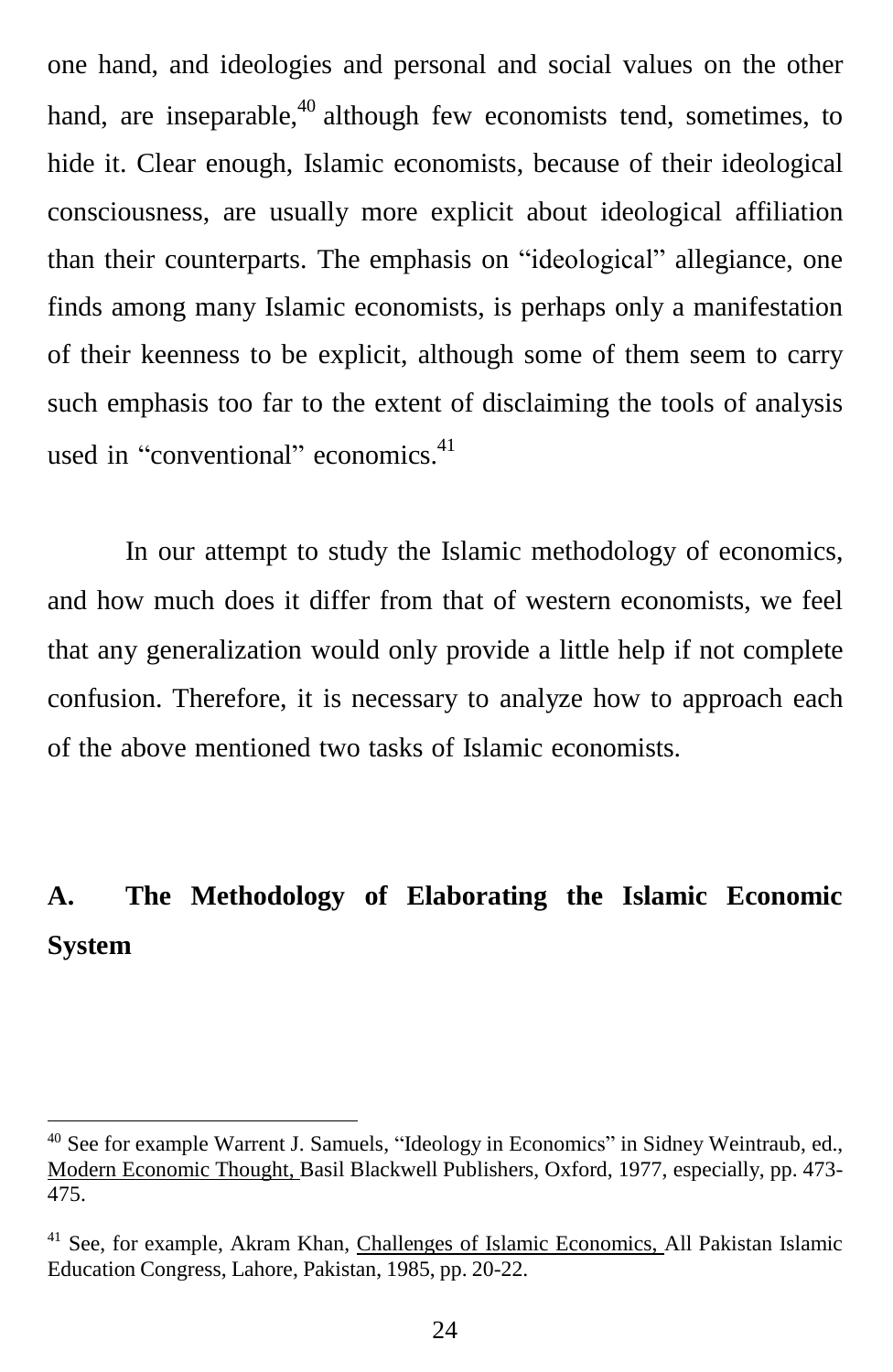one hand, and ideologies and personal and social values on the other hand, are inseparable,[40] although few economists tend, sometimes, to hide it. Clear enough, Islamic economists, because of their ideological consciousness, are usually more explicit about ideological affiliation than their counterparts. The emphasis on "ideological" allegiance, one finds among many Islamic economists, is perhaps only a manifestation of their keenness to be explicit, although some of them seem to carry such emphasis too far to the extent of disclaiming the tools of analysis used in "conventional" economics.[41]

In our attempt to study the Islamic methodology of economics, and how much does it differ from that of western economists, we feel that any generalization would only provide a little help if not complete confusion. Therefore, it is necessary to analyze how to approach each of the above mentioned two tasks of Islamic economists.

## A. The Methodology of Elaborating the Islamic Economic System

---

[40] See for example Warrent J. Samuels, "Ideology in Economics" in Sidney Weintraub, ed., Modern Economic Thought, Basil Blackwell Publishers, Oxford, 1977, especially, pp. 473-475.

[41] See, for example, Akram Khan, Challenges of Islamic Economics, All Pakistan Islamic Education Congress, Lahore, Pakistan, 1985, pp. 20-22.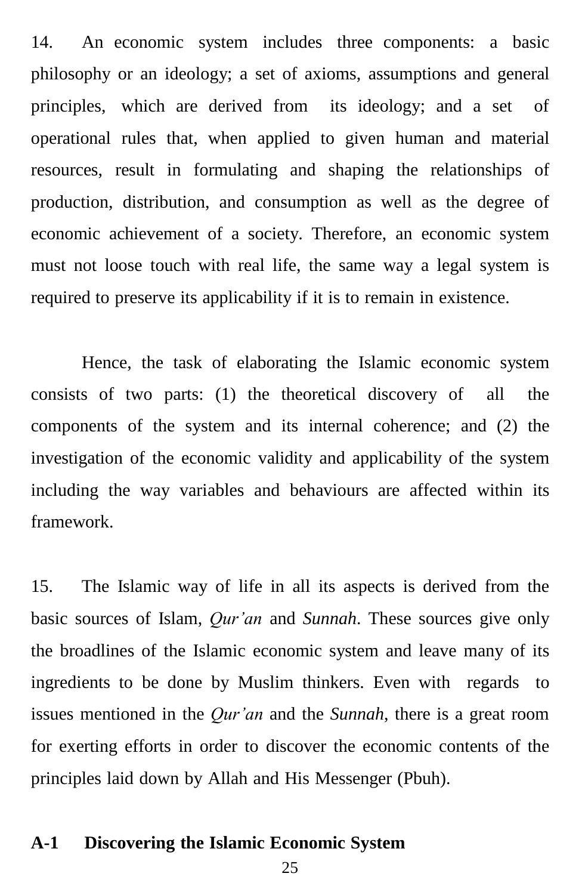14. An economic system includes three components: a basic philosophy or an ideology; a set of axioms, assumptions and general principles, which are derived from its ideology; and a set of operational rules that, when applied to given human and material resources, result in formulating and shaping the relationships of production, distribution, and consumption as well as the degree of economic achievement of a society. Therefore, an economic system must not loose touch with real life, the same way a legal system is required to preserve its applicability if it is to remain in existence.

Hence, the task of elaborating the Islamic economic system consists of two parts: (1) the theoretical discovery of all the components of the system and its internal coherence; and (2) the investigation of the economic validity and applicability of the system including the way variables and behaviours are affected within its framework.

15. The Islamic way of life in all its aspects is derived from the basic sources of Islam, *Qur'an* and *Sunnah*. These sources give only the broadlines of the Islamic economic system and leave many of its ingredients to be done by Muslim thinkers. Even with regards to issues mentioned in the *Qur'an* and the *Sunnah*, there is a great room for exerting efforts in order to discover the economic contents of the principles laid down by Allah and His Messenger (Pbuh).

**A-1 Discovering the Islamic Economic System**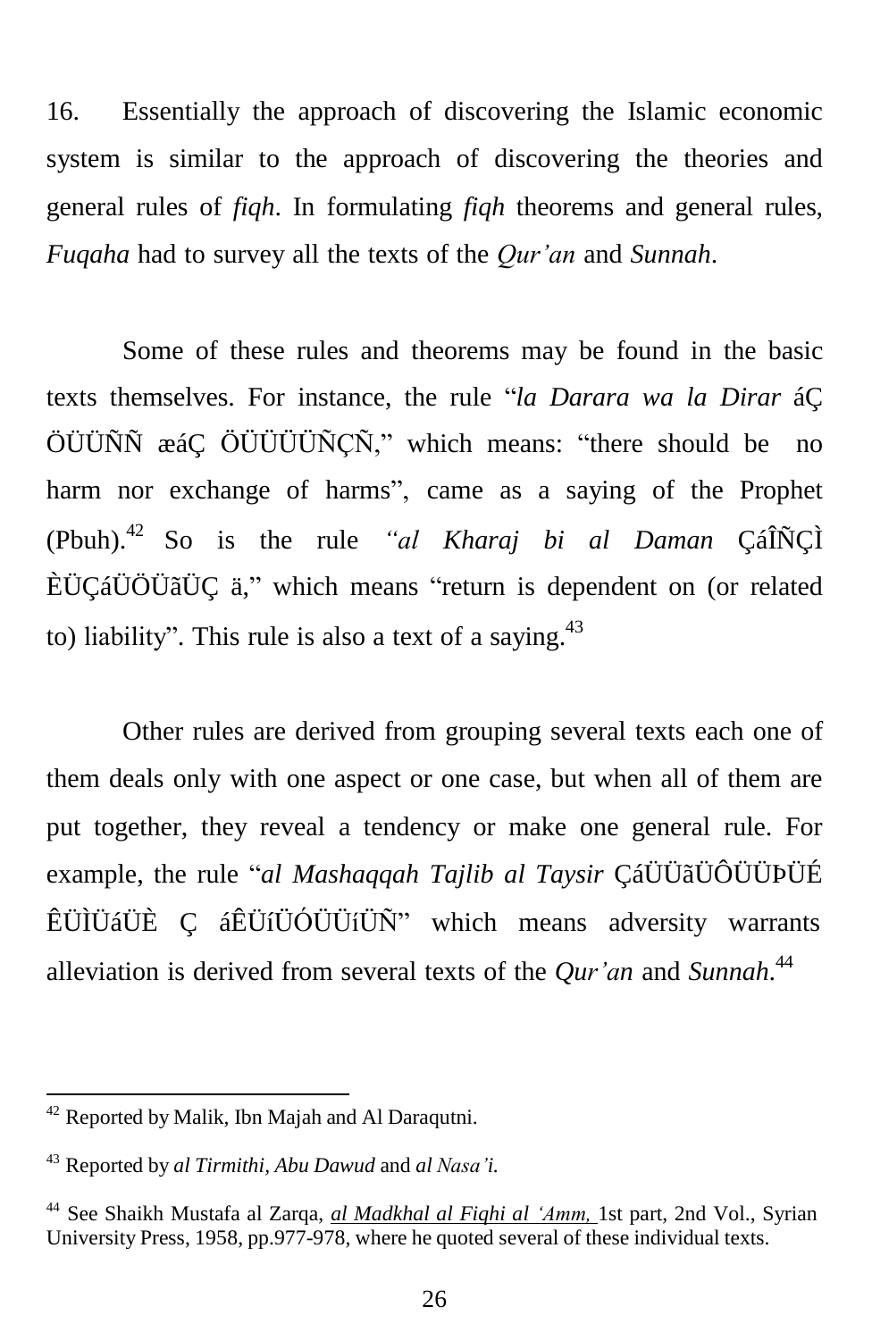16. Essentially the approach of discovering the Islamic economic system is similar to the approach of discovering the theories and general rules of *fiqh*. In formulating *fiqh* theorems and general rules, *Fuqaha* had to survey all the texts of the *Qur'an* and *Sunnah*.

Some of these rules and theorems may be found in the basic texts themselves. For instance, the rule "*la Darara wa la Dirar* áÇ ÖÜÜÑÑ æáÇ ÖÜÜÜÜÑÇÑ," which means: "there should be no harm nor exchange of harms", came as a saying of the Prophet (Pbuh).[42] So is the rule *"al Kharaj bi al Daman* ÇáÎÑÇÌ ÈÜÇáÜÖÜãÜÇ ä," which means "return is dependent on (or related to) liability". This rule is also a text of a saying.[43]

Other rules are derived from grouping several texts each one of them deals only with one aspect or one case, but when all of them are put together, they reveal a tendency or make one general rule. For example, the rule "*al Mashaqqah Tajlib al Taysir* ÇáÜÜãÜÔÜÜÞÜÉ ÊÜÌÜáÜÈ Ç áÊÜíÜÓÜÜíÜÑ" which means adversity warrants alleviation is derived from several texts of the *Qur'an* and *Sunnah*.[44]

---

[42] Reported by Malik, Ibn Majah and Al Daraqutni.

[43] Reported by *al Tirmithi*, *Abu Dawud* and *al Nasa'i*.

[44] See Shaikh Mustafa al Zarqa, *al Madkhal al Fiqhi al 'Amm,* 1st part, 2nd Vol., Syrian University Press, 1958, pp.977-978, where he quoted several of these individual texts.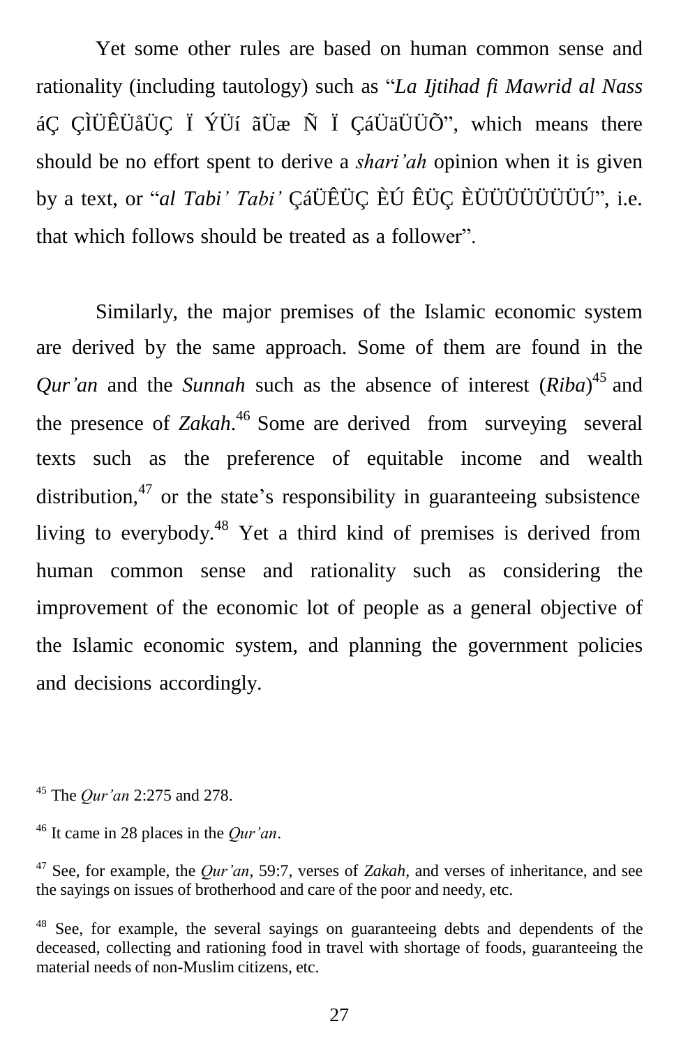Yet some other rules are based on human common sense and rationality (including tautology) such as "*La Ijtihad fi Mawrid al Nass* áÇ ÇÌÜÊÜåÜÇ Ï ÝÜí ãÜæ Ñ Ï ÇáÜäÜÜÕ", which means there should be no effort spent to derive a *shari'ah* opinion when it is given by a text, or "*al Tabi' Tabi'* ÇáÜÊÜÇ ÈÚ ÊÜÇ ÈÜÜÜÜÜÜÜÚ", i.e. that which follows should be treated as a follower".

Similarly, the major premises of the Islamic economic system are derived by the same approach. Some of them are found in the *Qur'an* and the *Sunnah* such as the absence of interest (*Riba*)[45] and the presence of *Zakah*.[46] Some are derived from surveying several texts such as the preference of equitable income and wealth distribution,[47] or the state's responsibility in guaranteeing subsistence living to everybody.[48] Yet a third kind of premises is derived from human common sense and rationality such as considering the improvement of the economic lot of people as a general objective of the Islamic economic system, and planning the government policies and decisions accordingly.

---

[45] The *Qur'an* 2:275 and 278.

[46] It came in 28 places in the *Qur'an*.

[47] See, for example, the *Qur'an*, 59:7, verses of *Zakah*, and verses of inheritance, and see the sayings on issues of brotherhood and care of the poor and needy, etc.

[48] See, for example, the several sayings on guaranteeing debts and dependents of the deceased, collecting and rationing food in travel with shortage of foods, guaranteeing the material needs of non-Muslim citizens, etc.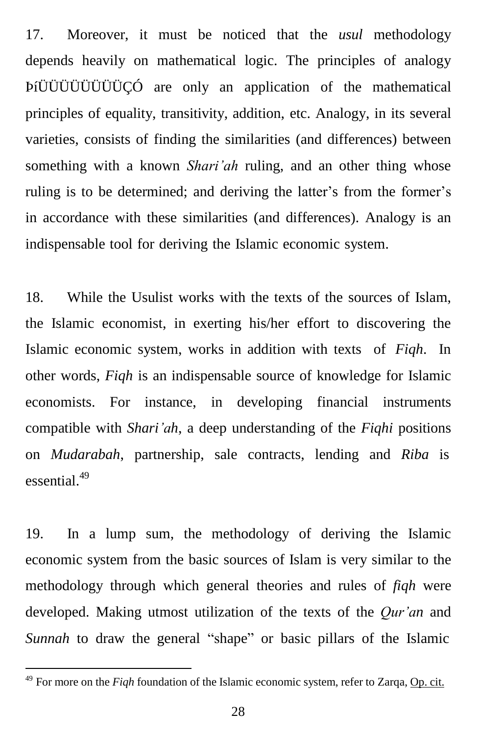17. Moreover, it must be noticed that the *usul* methodology depends heavily on mathematical logic. The principles of analogy ÞíÜÜÜÜÜÜÜÜÇÓ are only an application of the mathematical principles of equality, transitivity, addition, etc. Analogy, in its several varieties, consists of finding the similarities (and differences) between something with a known *Shari'ah* ruling, and an other thing whose ruling is to be determined; and deriving the latter's from the former's in accordance with these similarities (and differences). Analogy is an indispensable tool for deriving the Islamic economic system.

18. While the Usulist works with the texts of the sources of Islam, the Islamic economist, in exerting his/her effort to discovering the Islamic economic system, works in addition with texts of *Fiqh*. In other words, *Fiqh* is an indispensable source of knowledge for Islamic economists. For instance, in developing financial instruments compatible with *Shari'ah*, a deep understanding of the *Fiqhi* positions on *Mudarabah*, partnership, sale contracts, lending and *Riba* is essential.[49]

19. In a lump sum, the methodology of deriving the Islamic economic system from the basic sources of Islam is very similar to the methodology through which general theories and rules of *fiqh* were developed. Making utmost utilization of the texts of the *Qur'an* and *Sunnah* to draw the general "shape" or basic pillars of the Islamic

---

[49] For more on the *Fiqh* foundation of the Islamic economic system, refer to Zarqa, Op. cit.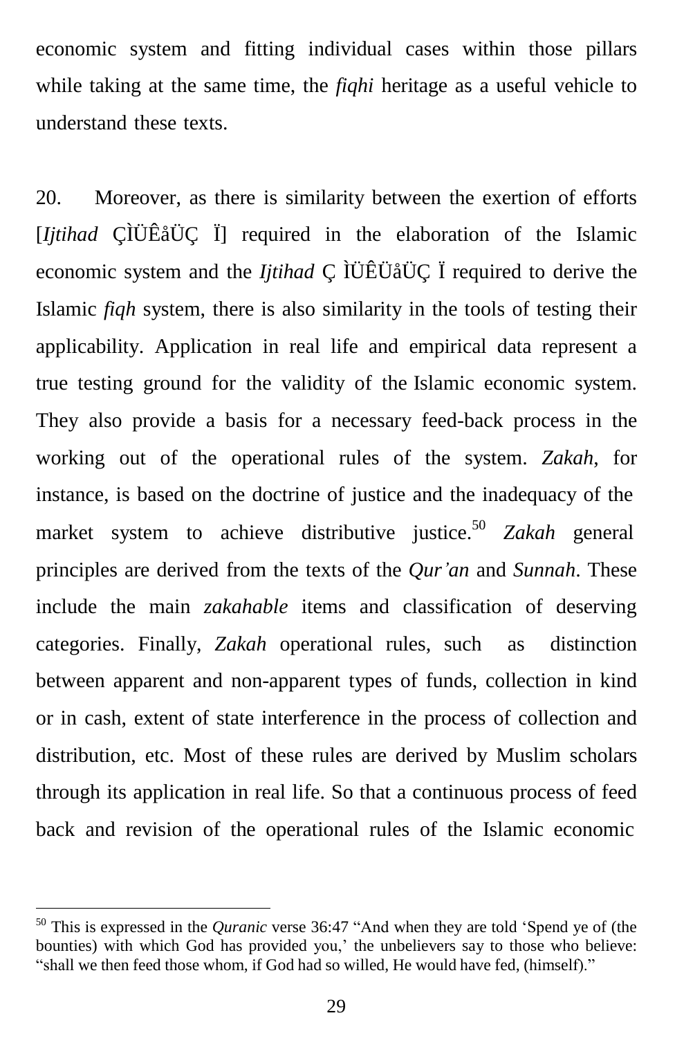economic system and fitting individual cases within those pillars while taking at the same time, the *fiqhi* heritage as a useful vehicle to understand these texts.

20. Moreover, as there is similarity between the exertion of efforts [*Ijtihad* ÇÌÜÊåÜÇ Ï] required in the elaboration of the Islamic economic system and the *Ijtihad* Ç ÌÜÊÜåÜÇ Ï required to derive the Islamic *fiqh* system, there is also similarity in the tools of testing their applicability. Application in real life and empirical data represent a true testing ground for the validity of the Islamic economic system. They also provide a basis for a necessary feed-back process in the working out of the operational rules of the system. *Zakah*, for instance, is based on the doctrine of justice and the inadequacy of the market system to achieve distributive justice.[50] *Zakah* general principles are derived from the texts of the *Qur'an* and *Sunnah*. These include the main *zakahable* items and classification of deserving categories. Finally, *Zakah* operational rules, such as distinction between apparent and non-apparent types of funds, collection in kind or in cash, extent of state interference in the process of collection and distribution, etc. Most of these rules are derived by Muslim scholars through its application in real life. So that a continuous process of feed back and revision of the operational rules of the Islamic economic

---

[50] This is expressed in the *Quranic* verse 36:47 "And when they are told 'Spend ye of (the bounties) with which God has provided you,' the unbelievers say to those who believe: "shall we then feed those whom, if God had so willed, He would have fed, (himself)."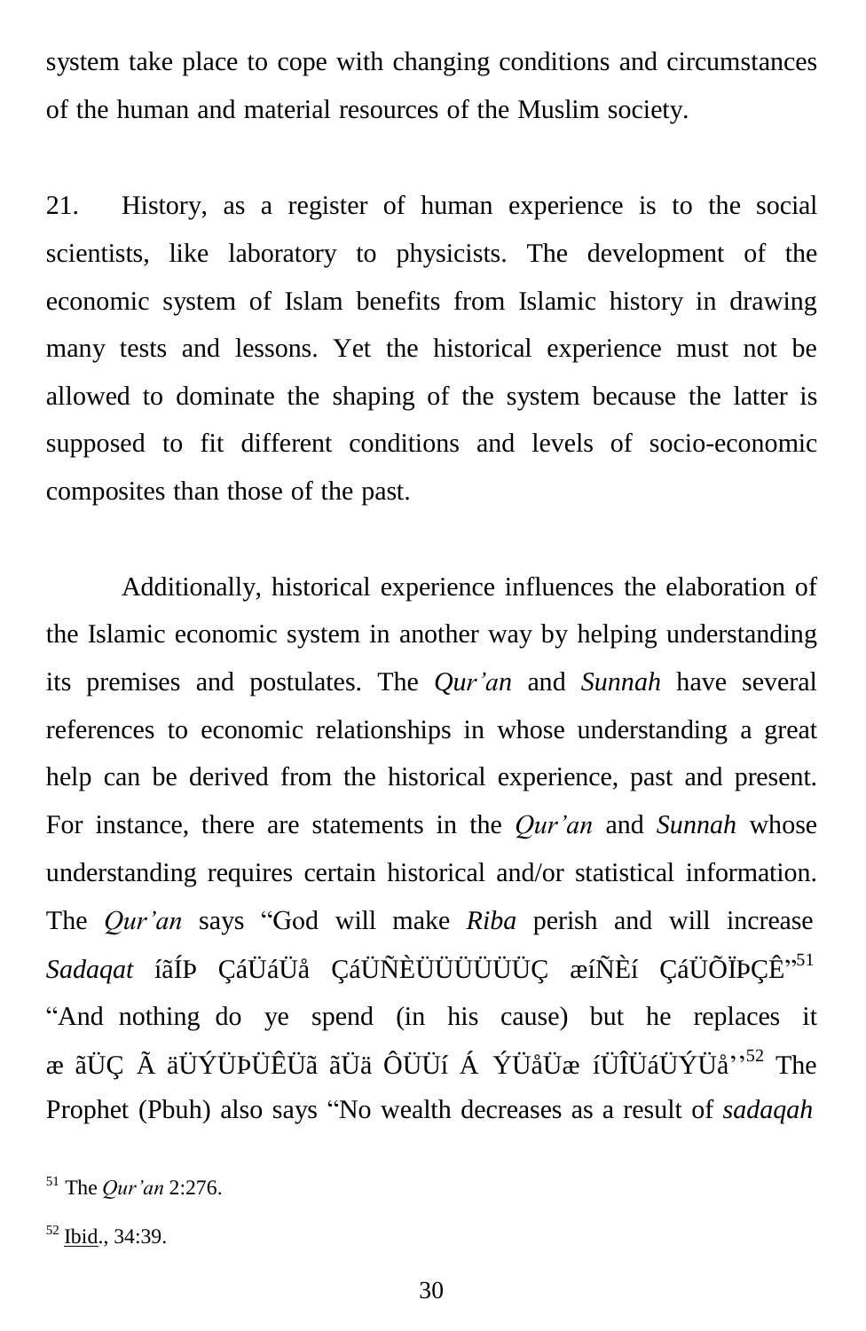system take place to cope with changing conditions and circumstances of the human and material resources of the Muslim society.

21. History, as a register of human experience is to the social scientists, like laboratory to physicists. The development of the economic system of Islam benefits from Islamic history in drawing many tests and lessons. Yet the historical experience must not be allowed to dominate the shaping of the system because the latter is supposed to fit different conditions and levels of socio-economic composites than those of the past.

Additionally, historical experience influences the elaboration of the Islamic economic system in another way by helping understanding its premises and postulates. The *Qur'an* and *Sunnah* have several references to economic relationships in whose understanding a great help can be derived from the historical experience, past and present. For instance, there are statements in the *Qur'an* and *Sunnah* whose understanding requires certain historical and/or statistical information. The *Qur'an* says "God will make *Riba* perish and will increase *Sadaqat* íãÍÞ ÇáÜáÜå ÇáÜÑÈÜÜÜÜÜÜÇ æíÑÈí ÇáÜÕÏÞÇÊ"[51] "And nothing do ye spend (in his cause) but he replaces it æ ãÜÇ Ã äÜÝÜÞÜÊÜã ãÜä ÔÜÜí Á ÝÜåÜæ íÜÎÜáÜÝÜå''[52] The Prophet (Pbuh) also says "No wealth decreases as a result of *sadaqah*

[51] The *Qur'an* 2:276.

[52] Ibid., 34:39.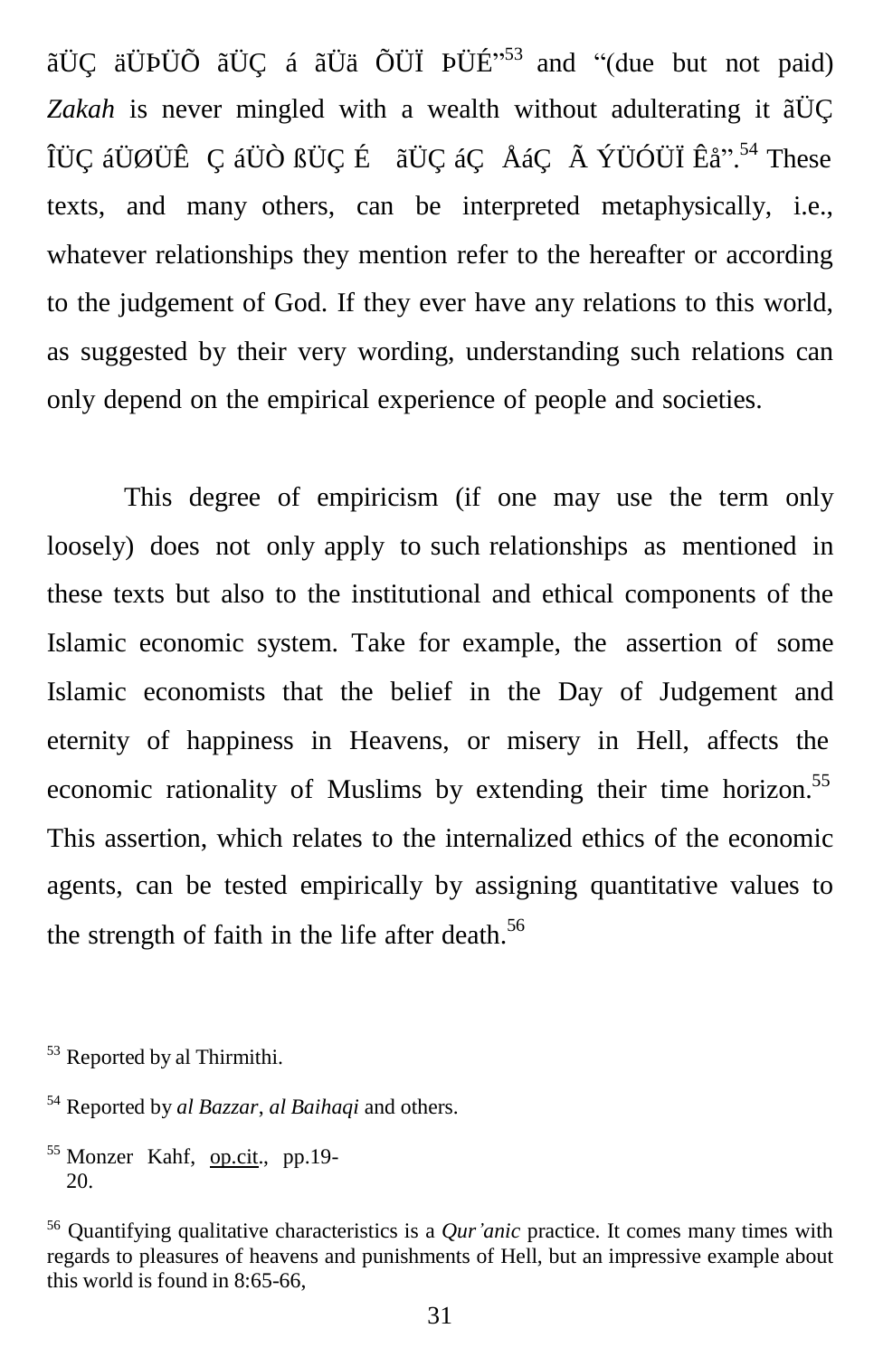ãÜÇ äÜÞÜÕ ãÜÇ á ãÜä ÕÜÏ ÞÜÉ"[53] and "(due but not paid) *Zakah* is never mingled with a wealth without adulterating it ãÜÇ ÎÜÇ áÜØÜÊ Ç áÜÒ ßÜÇ É ãÜÇ áÇ ÅáÇ Ã ÝÜÓÜÏ Êå".[54] These texts, and many others, can be interpreted metaphysically, i.e., whatever relationships they mention refer to the hereafter or according to the judgement of God. If they ever have any relations to this world, as suggested by their very wording, understanding such relations can only depend on the empirical experience of people and societies.

This degree of empiricism (if one may use the term only loosely) does not only apply to such relationships as mentioned in these texts but also to the institutional and ethical components of the Islamic economic system. Take for example, the assertion of some Islamic economists that the belief in the Day of Judgement and eternity of happiness in Heavens, or misery in Hell, affects the economic rationality of Muslims by extending their time horizon.[55] This assertion, which relates to the internalized ethics of the economic agents, can be tested empirically by assigning quantitative values to the strength of faith in the life after death.[56]

---

[53] Reported by al Thirmithi.

[54] Reported by *al Bazzar*, *al Baihaqi* and others.

[55] Monzer Kahf, op.cit., pp.19-20.

[56] Quantifying qualitative characteristics is a *Qur'anic* practice. It comes many times with regards to pleasures of heavens and punishments of Hell, but an impressive example about this world is found in 8:65-66,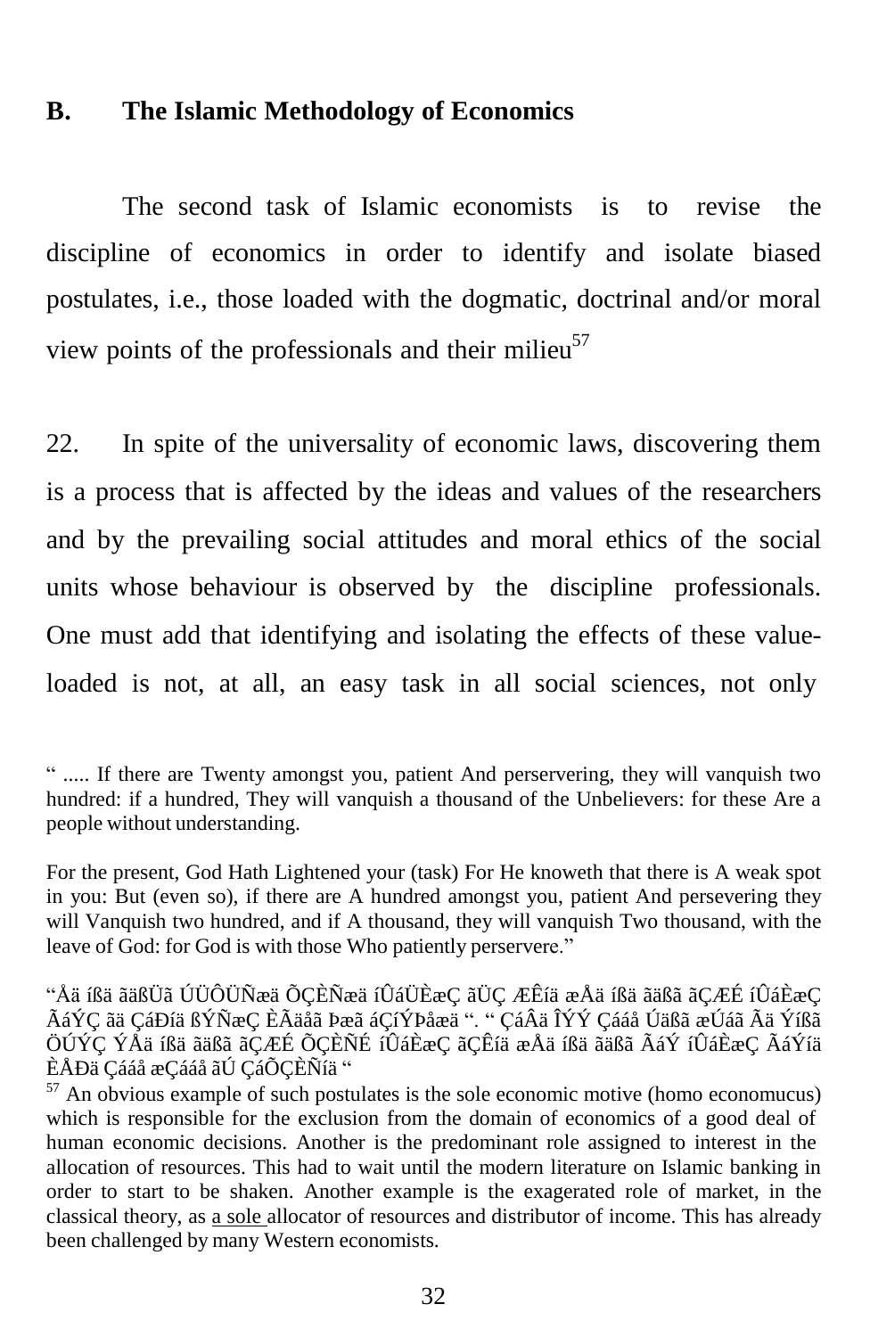## B. The Islamic Methodology of Economics

The second task of Islamic economists is to revise the discipline of economics in order to identify and isolate biased postulates, i.e., those loaded with the dogmatic, doctrinal and/or moral view points of the professionals and their milieu[57]

22. In spite of the universality of economic laws, discovering them is a process that is affected by the ideas and values of the researchers and by the prevailing social attitudes and moral ethics of the social units whose behaviour is observed by the discipline professionals. One must add that identifying and isolating the effects of these value-loaded is not, at all, an easy task in all social sciences, not only

" ..... If there are Twenty amongst you, patient And perservering, they will vanquish two hundred: if a hundred, They will vanquish a thousand of the Unbelievers: for these Are a people without understanding.

For the present, God Hath Lightened your (task) For He knoweth that there is A weak spot in you: But (even so), if there are A hundred amongst you, patient And persevering they will Vanquish two hundred, and if A thousand, they will vanquish Two thousand, with the leave of God: for God is with those Who patiently perservere."

"Åä íßä ãäßÜã ÚÜÔÜÑæä ÕÇÈÑæä íÛáÜÈæÇ ãÜÇ ÆÊíä æÅä íßä ãäßã ãÇÆÉ íÛáÈæÇ ÃáÝÇ ãä ÇáÐíä ßÝÑæÇ ÈÃäåã Þæã áÇíÝÞåæä ". " ÇáÂä ÎÝÝ Çááå Úäßã æÚáã Ãä Ýíßã ÖÚÝÇ ÝÅä íßä ãäßã ãÇÆÉ ÕÇÈÑÉ íÛáÈæÇ ãÇÊíä æÅä íßä ãäßã ÃáÝ íÛáÈæÇ ÃáÝíä ÈÅÐä Çááå æÇááå ãÚ ÇáÕÇÈÑíä "

[57] An obvious example of such postulates is the sole economic motive (homo economucus) which is responsible for the exclusion from the domain of economics of a good deal of human economic decisions. Another is the predominant role assigned to interest in the allocation of resources. This had to wait until the modern literature on Islamic banking in order to start to be shaken. Another example is the exagerated role of market, in the classical theory, as a sole allocator of resources and distributor of income. This has already been challenged by many Western economists.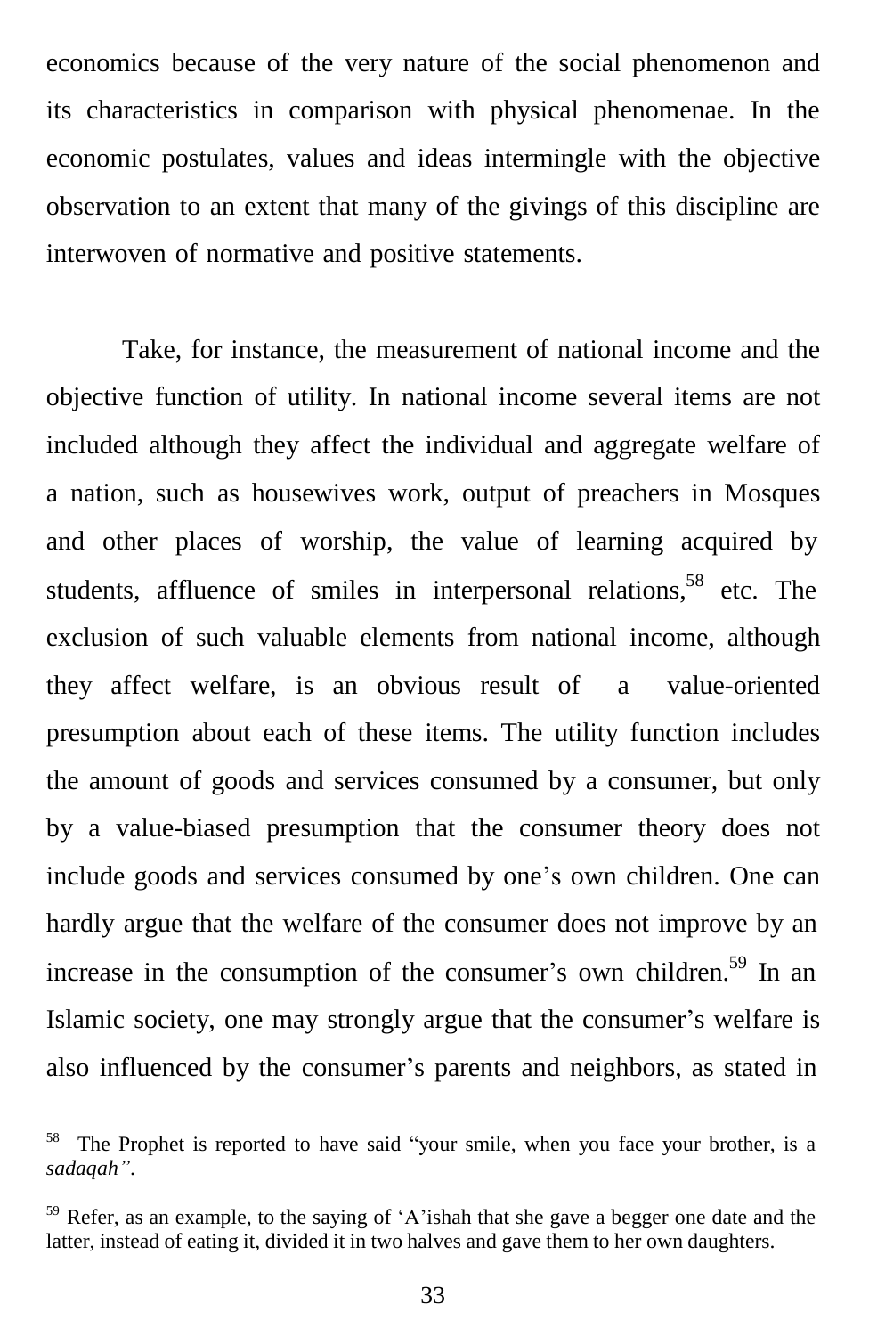economics because of the very nature of the social phenomenon and its characteristics in comparison with physical phenomenae. In the economic postulates, values and ideas intermingle with the objective observation to an extent that many of the givings of this discipline are interwoven of normative and positive statements.

Take, for instance, the measurement of national income and the objective function of utility. In national income several items are not included although they affect the individual and aggregate welfare of a nation, such as housewives work, output of preachers in Mosques and other places of worship, the value of learning acquired by students, affluence of smiles in interpersonal relations,[58] etc. The exclusion of such valuable elements from national income, although they affect welfare, is an obvious result of a value-oriented presumption about each of these items. The utility function includes the amount of goods and services consumed by a consumer, but only by a value-biased presumption that the consumer theory does not include goods and services consumed by one's own children. One can hardly argue that the welfare of the consumer does not improve by an increase in the consumption of the consumer's own children.[59] In an Islamic society, one may strongly argue that the consumer's welfare is also influenced by the consumer's parents and neighbors, as stated in

---

[58] The Prophet is reported to have said "your smile, when you face your brother, is a *sadaqah"*.

[59] Refer, as an example, to the saying of 'A'ishah that she gave a begger one date and the latter, instead of eating it, divided it in two halves and gave them to her own daughters.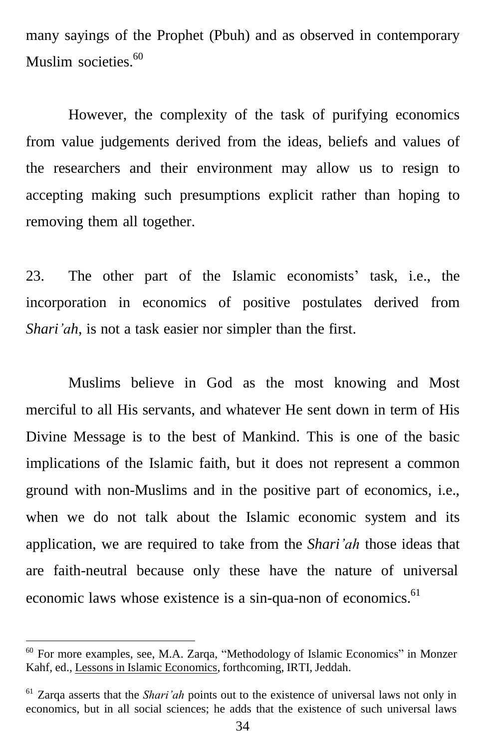many sayings of the Prophet (Pbuh) and as observed in contemporary Muslim societies.[60]

However, the complexity of the task of purifying economics from value judgements derived from the ideas, beliefs and values of the researchers and their environment may allow us to resign to accepting making such presumptions explicit rather than hoping to removing them all together.

23. The other part of the Islamic economists' task, i.e., the incorporation in economics of positive postulates derived from *Shari'ah*, is not a task easier nor simpler than the first.

Muslims believe in God as the most knowing and Most merciful to all His servants, and whatever He sent down in term of His Divine Message is to the best of Mankind. This is one of the basic implications of the Islamic faith, but it does not represent a common ground with non-Muslims and in the positive part of economics, i.e., when we do not talk about the Islamic economic system and its application, we are required to take from the *Shari'ah* those ideas that are faith-neutral because only these have the nature of universal economic laws whose existence is a sin-qua-non of economics.[61]

---

[60] For more examples, see, M.A. Zarqa, "Methodology of Islamic Economics" in Monzer Kahf, ed., Lessons in Islamic Economics, forthcoming, IRTI, Jeddah.

[61] Zarqa asserts that the *Shari'ah* points out to the existence of universal laws not only in economics, but in all social sciences; he adds that the existence of such universal laws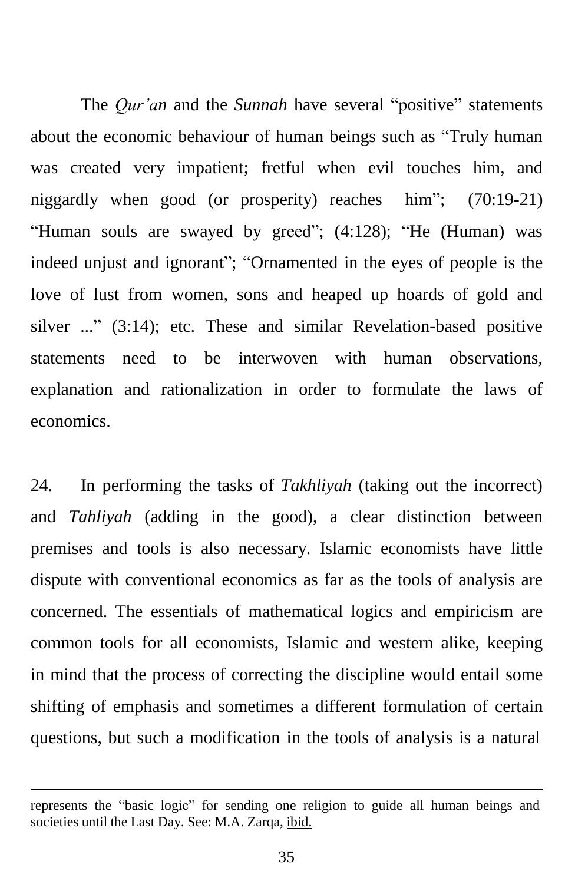The *Qur'an* and the *Sunnah* have several "positive" statements about the economic behaviour of human beings such as "Truly human was created very impatient; fretful when evil touches him, and niggardly when good (or prosperity) reaches him"; (70:19-21) "Human souls are swayed by greed"; (4:128); "He (Human) was indeed unjust and ignorant"; "Ornamented in the eyes of people is the love of lust from women, sons and heaped up hoards of gold and silver ..." (3:14); etc. These and similar Revelation-based positive statements need to be interwoven with human observations, explanation and rationalization in order to formulate the laws of economics.

24. In performing the tasks of *Takhliyah* (taking out the incorrect) and *Tahliyah* (adding in the good), a clear distinction between premises and tools is also necessary. Islamic economists have little dispute with conventional economics as far as the tools of analysis are concerned. The essentials of mathematical logics and empiricism are common tools for all economists, Islamic and western alike, keeping in mind that the process of correcting the discipline would entail some shifting of emphasis and sometimes a different formulation of certain questions, but such a modification in the tools of analysis is a natural

---

represents the "basic logic" for sending one religion to guide all human beings and societies until the Last Day. See: M.A. Zarqa, ibid.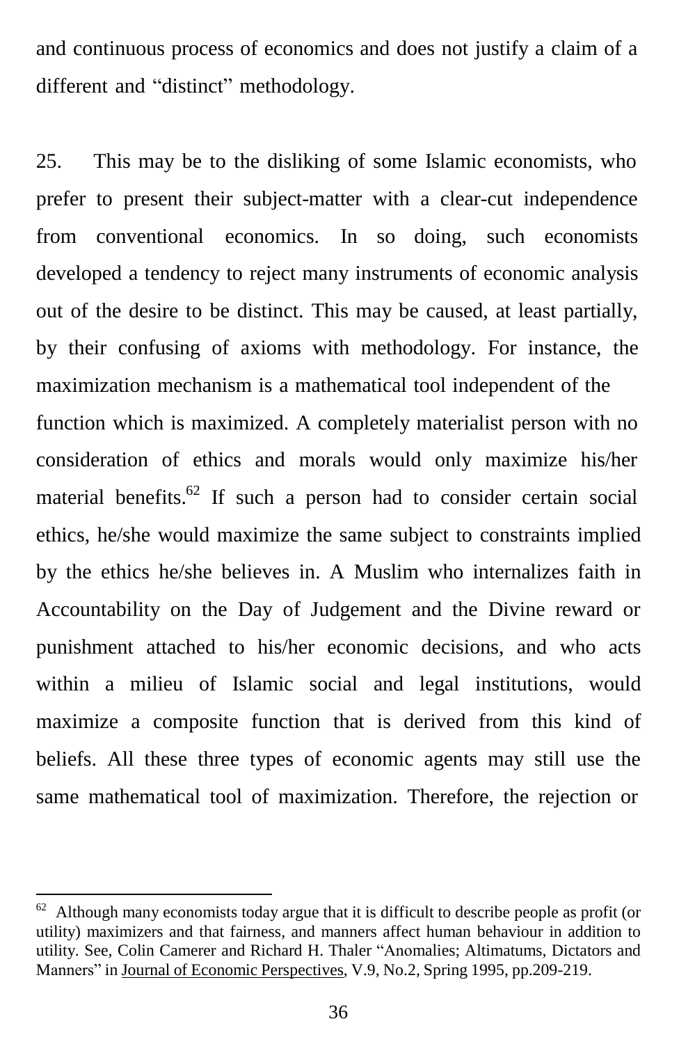and continuous process of economics and does not justify a claim of a different and “distinct” methodology.

25. This may be to the disliking of some Islamic economists, who prefer to present their subject-matter with a clear-cut independence from conventional economics. In so doing, such economists developed a tendency to reject many instruments of economic analysis out of the desire to be distinct. This may be caused, at least partially, by their confusing of axioms with methodology. For instance, the maximization mechanism is a mathematical tool independent of the function which is maximized. A completely materialist person with no consideration of ethics and morals would only maximize his/her material benefits.[62] If such a person had to consider certain social ethics, he/she would maximize the same subject to constraints implied by the ethics he/she believes in. A Muslim who internalizes faith in Accountability on the Day of Judgement and the Divine reward or punishment attached to his/her economic decisions, and who acts within a milieu of Islamic social and legal institutions, would maximize a composite function that is derived from this kind of beliefs. All these three types of economic agents may still use the same mathematical tool of maximization. Therefore, the rejection or

---

[62] Although many economists today argue that it is difficult to describe people as profit (or utility) maximizers and that fairness, and manners affect human behaviour in addition to utility. See, Colin Camerer and Richard H. Thaler “Anomalies; Altimatums, Dictators and Manners” in Journal of Economic Perspectives, V.9, No.2, Spring 1995, pp.209-219.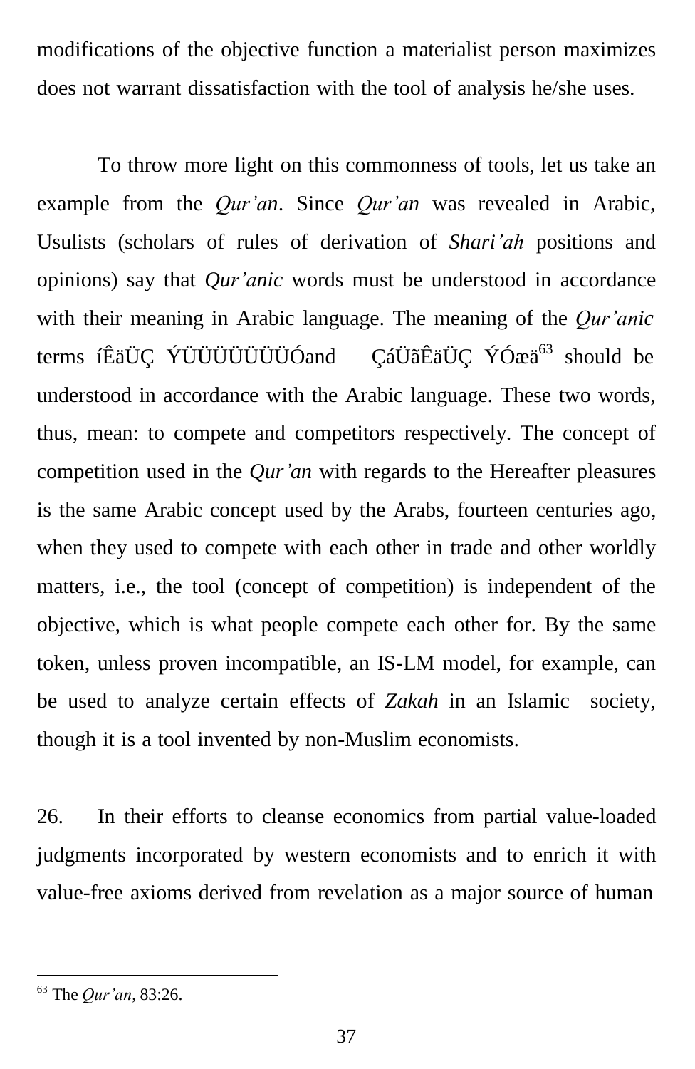modifications of the objective function a materialist person maximizes does not warrant dissatisfaction with the tool of analysis he/she uses.

To throw more light on this commonness of tools, let us take an example from the *Qur'an*. Since *Qur'an* was revealed in Arabic, Usulists (scholars of rules of derivation of *Shari'ah* positions and opinions) say that *Qur'anic* words must be understood in accordance with their meaning in Arabic language. The meaning of the *Qur'anic* terms íÊäÜÇ ÝÜÜÜÜÜÜÜÓand ÇáÜãÊäÜÇ ÝÓæä[63] should be understood in accordance with the Arabic language. These two words, thus, mean: to compete and competitors respectively. The concept of competition used in the *Qur'an* with regards to the Hereafter pleasures is the same Arabic concept used by the Arabs, fourteen centuries ago, when they used to compete with each other in trade and other worldly matters, i.e., the tool (concept of competition) is independent of the objective, which is what people compete each other for. By the same token, unless proven incompatible, an IS-LM model, for example, can be used to analyze certain effects of *Zakah* in an Islamic society, though it is a tool invented by non-Muslim economists.

26. In their efforts to cleanse economics from partial value-loaded judgments incorporated by western economists and to enrich it with value-free axioms derived from revelation as a major source of human

---

[63] The *Qur'an*, 83:26.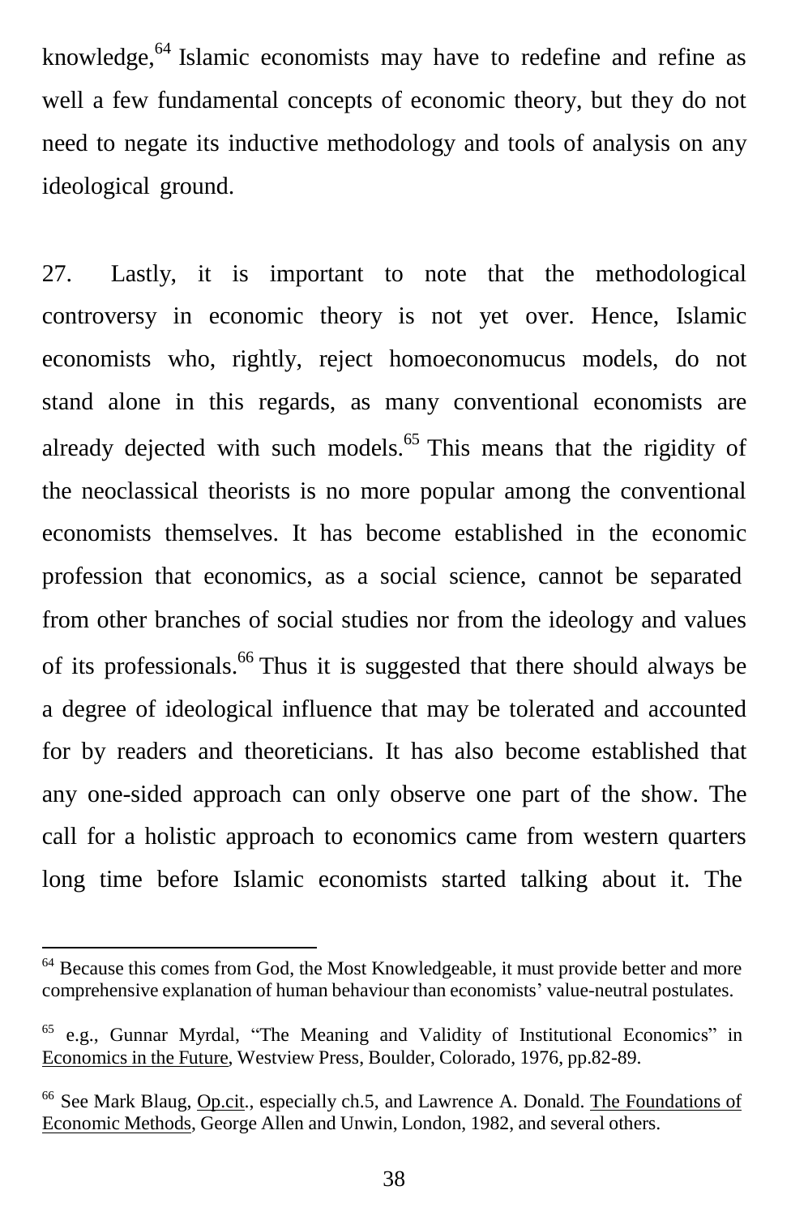knowledge,[64] Islamic economists may have to redefine and refine as well a few fundamental concepts of economic theory, but they do not need to negate its inductive methodology and tools of analysis on any ideological ground.

27. Lastly, it is important to note that the methodological controversy in economic theory is not yet over. Hence, Islamic economists who, rightly, reject homoeconomucus models, do not stand alone in this regards, as many conventional economists are already dejected with such models.[65] This means that the rigidity of the neoclassical theorists is no more popular among the conventional economists themselves. It has become established in the economic profession that economics, as a social science, cannot be separated from other branches of social studies nor from the ideology and values of its professionals.[66] Thus it is suggested that there should always be a degree of ideological influence that may be tolerated and accounted for by readers and theoreticians. It has also become established that any one-sided approach can only observe one part of the show. The call for a holistic approach to economics came from western quarters long time before Islamic economists started talking about it. The

---

[64] Because this comes from God, the Most Knowledgeable, it must provide better and more comprehensive explanation of human behaviour than economists' value-neutral postulates.

[65] e.g., Gunnar Myrdal, "The Meaning and Validity of Institutional Economics" in Economics in the Future, Westview Press, Boulder, Colorado, 1976, pp.82-89.

[66] See Mark Blaug, Op.cit., especially ch.5, and Lawrence A. Donald. The Foundations of Economic Methods, George Allen and Unwin, London, 1982, and several others.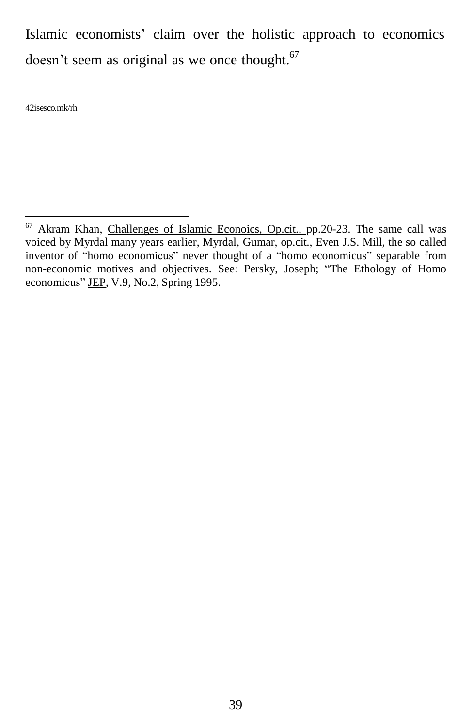Islamic economists' claim over the holistic approach to economics doesn't seem as original as we once thought.[67]

42isesco.mk/rh

---

[67] Akram Khan, Challenges of Islamic Econoics, Op.cit., pp.20-23. The same call was voiced by Myrdal many years earlier, Myrdal, Gumar, op.cit., Even J.S. Mill, the so called inventor of "homo economicus" never thought of a "homo economicus" separable from non-economic motives and objectives. See: Persky, Joseph; "The Ethology of Homo economicus" JEP, V.9, No.2, Spring 1995.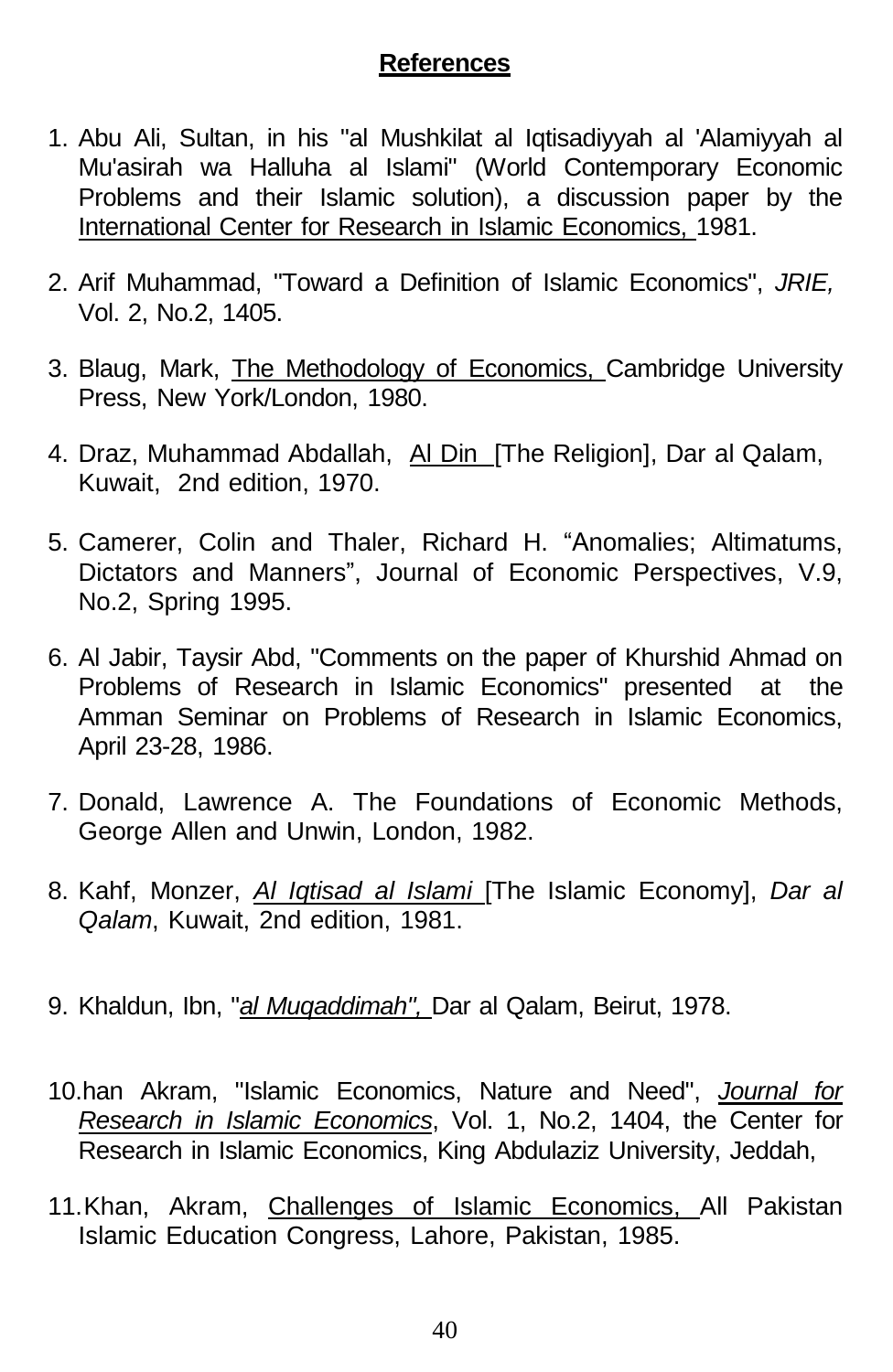## References

1. Abu Ali, Sultan, in his "al Mushkilat al Iqtisadiyyah al 'Alamiyyah al Mu'asirah wa Halluha al Islami" (World Contemporary Economic Problems and their Islamic solution), a discussion paper by the International Center for Research in Islamic Economics, 1981.

2. Arif Muhammad, "Toward a Definition of Islamic Economics", *JRIE,* Vol. 2, No.2, 1405.

3. Blaug, Mark, The Methodology of Economics, Cambridge University Press, New York/London, 1980.

4. Draz, Muhammad Abdallah, Al Din [The Religion], Dar al Qalam, Kuwait, 2nd edition, 1970.

5. Camerer, Colin and Thaler, Richard H. "Anomalies; Altimatums, Dictators and Manners", Journal of Economic Perspectives, V.9, No.2, Spring 1995.

6. Al Jabir, Taysir Abd, "Comments on the paper of Khurshid Ahmad on Problems of Research in Islamic Economics" presented at the Amman Seminar on Problems of Research in Islamic Economics, April 23-28, 1986.

7. Donald, Lawrence A. The Foundations of Economic Methods, George Allen and Unwin, London, 1982.

8. Kahf, Monzer, *Al Iqtisad al Islami* [The Islamic Economy], *Dar al Qalam*, Kuwait, 2nd edition, 1981.

9. Khaldun, Ibn, "*al Muqaddimah",* Dar al Qalam, Beirut, 1978.

10. han Akram, "Islamic Economics, Nature and Need", *Journal for Research in Islamic Economics*, Vol. 1, No.2, 1404, the Center for Research in Islamic Economics, King Abdulaziz University, Jeddah,

11. Khan, Akram, Challenges of Islamic Economics, All Pakistan Islamic Education Congress, Lahore, Pakistan, 1985.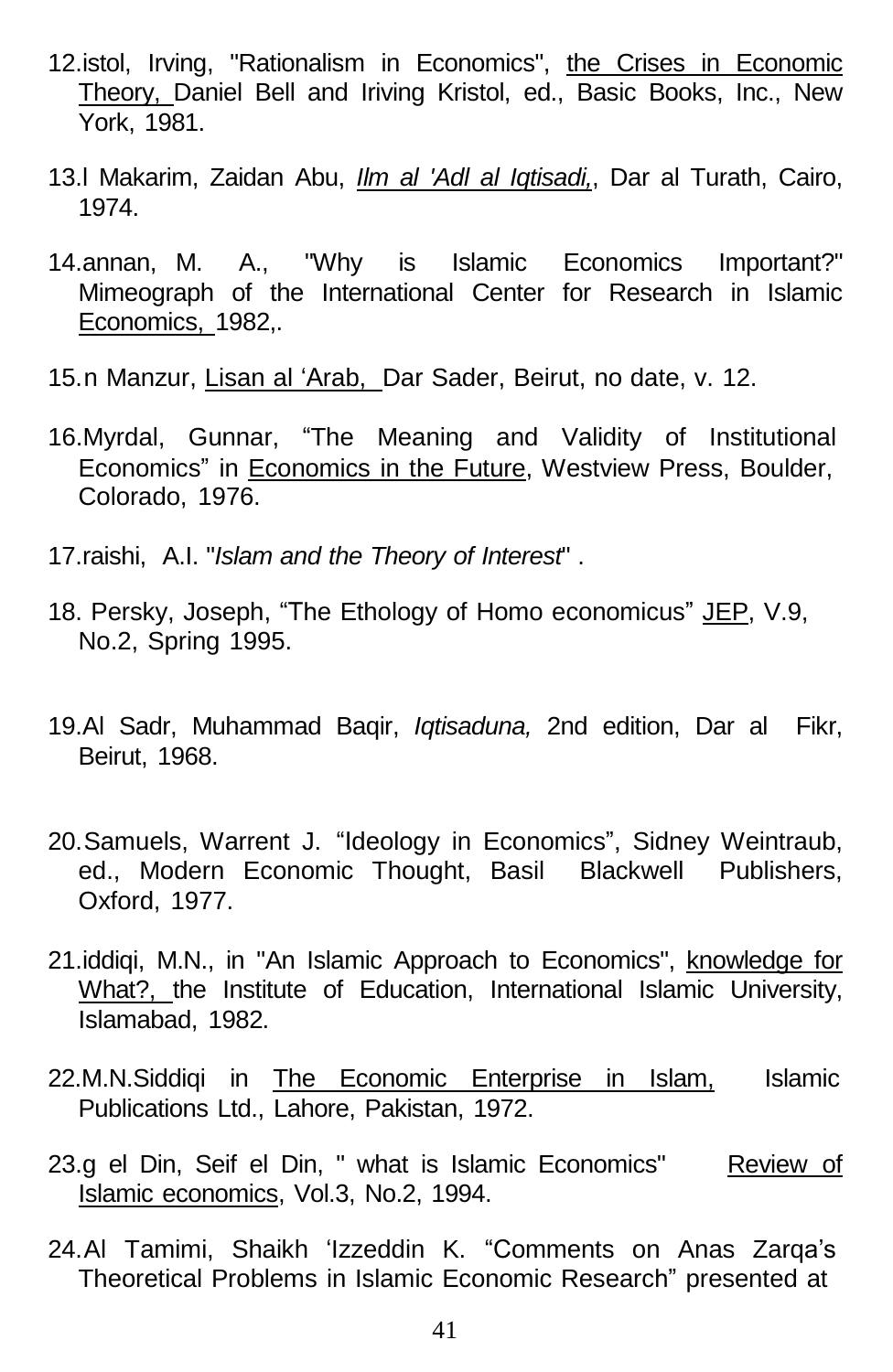12.istol, Irving, "Rationalism in Economics", the Crises in Economic Theory, Daniel Bell and Iriving Kristol, ed., Basic Books, Inc., New York, 1981.

13.l Makarim, Zaidan Abu, *Ilm al 'Adl al Iqtisadi,*, Dar al Turath, Cairo, 1974.

14.annan, M. A., "Why is Islamic Economics Important?" Mimeograph of the International Center for Research in Islamic Economics, 1982,.

15.n Manzur, Lisan al 'Arab, Dar Sader, Beirut, no date, v. 12.

16.Myrdal, Gunnar, "The Meaning and Validity of Institutional Economics" in Economics in the Future, Westview Press, Boulder, Colorado, 1976.

17.raishi, A.I. "*Islam and the Theory of Interest*" .

18. Persky, Joseph, "The Ethology of Homo economicus" JEP, V.9, No.2, Spring 1995.

19.Al Sadr, Muhammad Baqir, *Iqtisaduna,* 2nd edition, Dar al Fikr, Beirut, 1968.

20.Samuels, Warrent J. "Ideology in Economics", Sidney Weintraub, ed., Modern Economic Thought, Basil Blackwell Publishers, Oxford, 1977.

21.iddiqi, M.N., in "An Islamic Approach to Economics", knowledge for What?, the Institute of Education, International Islamic University, Islamabad, 1982.

22.M.N.Siddiqi in The Economic Enterprise in Islam, Islamic Publications Ltd., Lahore, Pakistan, 1972.

23.g el Din, Seif el Din, " what is Islamic Economics" Review of Islamic economics, Vol.3, No.2, 1994.

24.Al Tamimi, Shaikh 'Izzeddin K. "Comments on Anas Zarqa's Theoretical Problems in Islamic Economic Research" presented at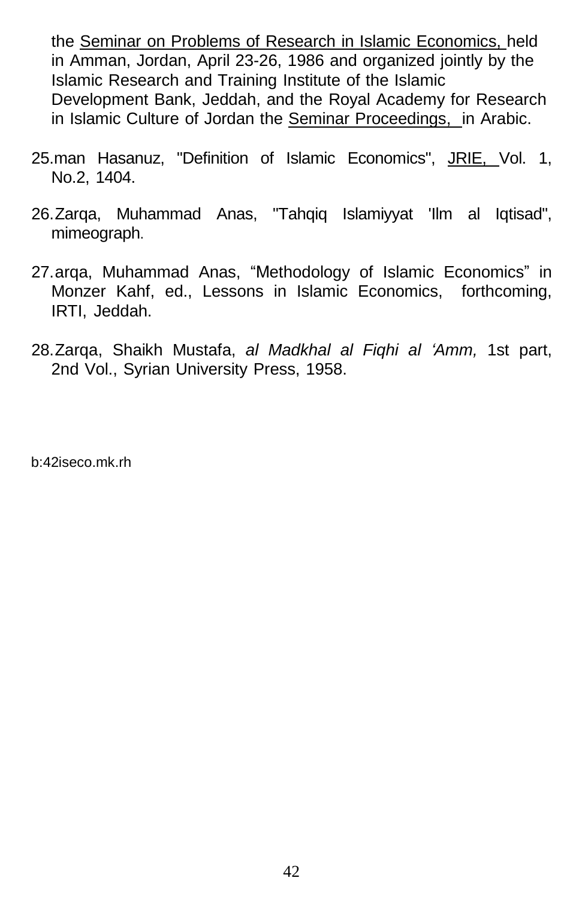the Seminar on Problems of Research in Islamic Economics, held in Amman, Jordan, April 23-26, 1986 and organized jointly by the Islamic Research and Training Institute of the Islamic Development Bank, Jeddah, and the Royal Academy for Research in Islamic Culture of Jordan the Seminar Proceedings, in Arabic.

25. man Hasanuz, "Definition of Islamic Economics", JRIE, Vol. 1, No.2, 1404.

26. Zarqa, Muhammad Anas, "Tahqiq Islamiyyat 'Ilm al Iqtisad", mimeograph.

27. arqa, Muhammad Anas, “Methodology of Islamic Economics” in Monzer Kahf, ed., Lessons in Islamic Economics, forthcoming, IRTI, Jeddah.

28. Zarqa, Shaikh Mustafa, *al Madkhal al Fiqhi al ‘Amm,* 1st part, 2nd Vol., Syrian University Press, 1958.

b:42iseco.mk.rh